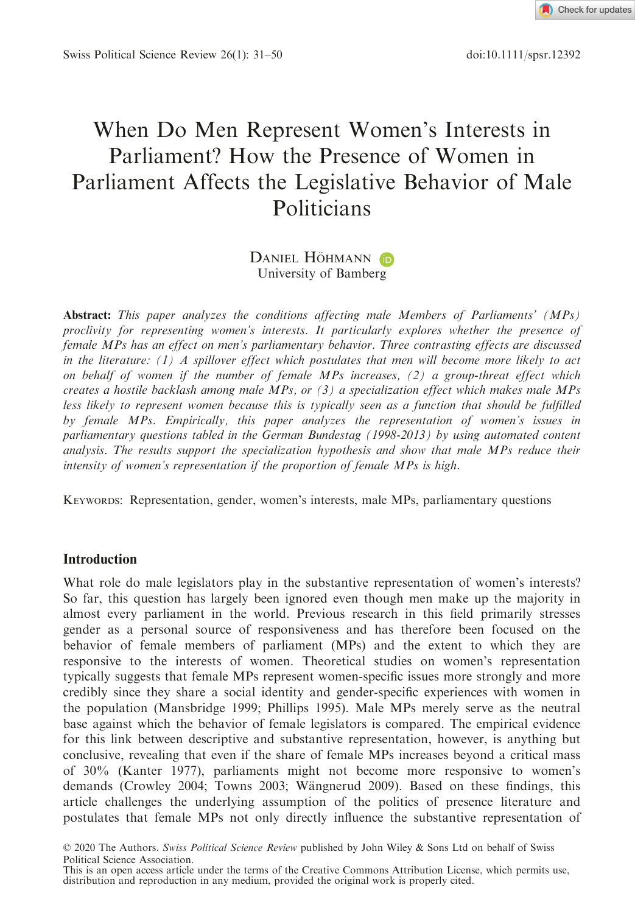# When Do Men Represent Women's Interests in Parliament? How the Presence of Women in Parliament Affects the Legislative Behavior of Male Politicians

Daniel Höhmann
University of Bamberg

**Abstract:** *This paper analyzes the conditions affecting male Members of Parliaments' (MPs) proclivity for representing women's interests. It particularly explores whether the presence of female MPs has an effect on men's parliamentary behavior. Three contrasting effects are discussed in the literature: (1) A spillover effect which postulates that men will become more likely to act on behalf of women if the number of female MPs increases, (2) a group-threat effect which creates a hostile backlash among male MPs, or (3) a specialization effect which makes male MPs less likely to represent women because this is typically seen as a function that should be fulfilled by female MPs. Empirically, this paper analyzes the representation of women's issues in parliamentary questions tabled in the German Bundestag (1998-2013) by using automated content analysis. The results support the specialization hypothesis and show that male MPs reduce their intensity of women's representation if the proportion of female MPs is high.*

Keywords: Representation, gender, women's interests, male MPs, parliamentary questions

## Introduction

What role do male legislators play in the substantive representation of women's interests? So far, this question has largely been ignored even though men make up the majority in almost every parliament in the world. Previous research in this field primarily stresses gender as a personal source of responsiveness and has therefore been focused on the behavior of female members of parliament (MPs) and the extent to which they are responsive to the interests of women. Theoretical studies on women's representation typically suggests that female MPs represent women-specific issues more strongly and more credibly since they share a social identity and gender-specific experiences with women in the population (Mansbridge 1999; Phillips 1995). Male MPs merely serve as the neutral base against which the behavior of female legislators is compared. The empirical evidence for this link between descriptive and substantive representation, however, is anything but conclusive, revealing that even if the share of female MPs increases beyond a critical mass of 30% (Kanter 1977), parliaments might not become more responsive to women's demands (Crowley 2004; Towns 2003; Wängnerud 2009). Based on these findings, this article challenges the underlying assumption of the politics of presence literature and postulates that female MPs not only directly influence the substantive representation of

© 2020 The Authors. *Swiss Political Science Review* published by John Wiley & Sons Ltd on behalf of Swiss Political Science Association.
This is an open access article under the terms of the Creative Commons Attribution License, which permits use, distribution and reproduction in any medium, provided the original work is properly cited.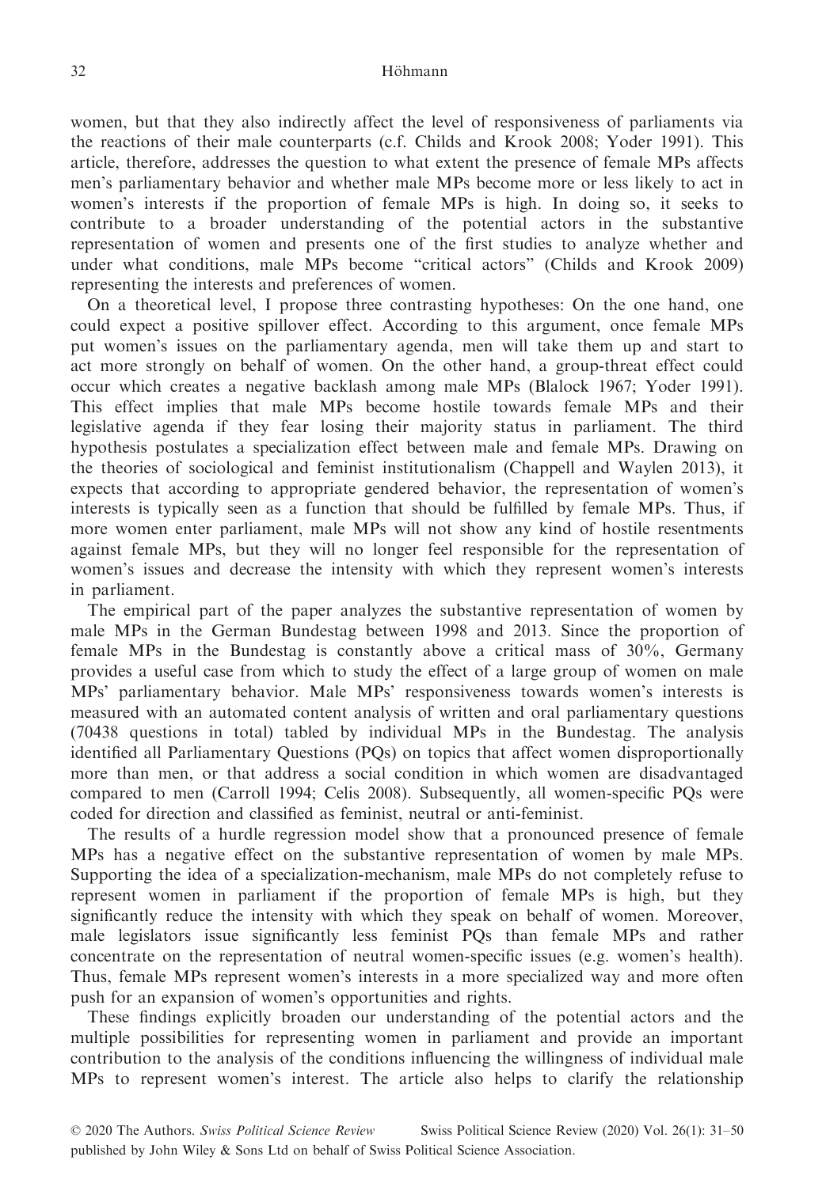women, but that they also indirectly affect the level of responsiveness of parliaments via the reactions of their male counterparts (c.f. Childs and Krook 2008; Yoder 1991). This article, therefore, addresses the question to what extent the presence of female MPs affects men's parliamentary behavior and whether male MPs become more or less likely to act in women's interests if the proportion of female MPs is high. In doing so, it seeks to contribute to a broader understanding of the potential actors in the substantive representation of women and presents one of the first studies to analyze whether and under what conditions, male MPs become "critical actors" (Childs and Krook 2009) representing the interests and preferences of women.

On a theoretical level, I propose three contrasting hypotheses: On the one hand, one could expect a positive spillover effect. According to this argument, once female MPs put women's issues on the parliamentary agenda, men will take them up and start to act more strongly on behalf of women. On the other hand, a group-threat effect could occur which creates a negative backlash among male MPs (Blalock 1967; Yoder 1991). This effect implies that male MPs become hostile towards female MPs and their legislative agenda if they fear losing their majority status in parliament. The third hypothesis postulates a specialization effect between male and female MPs. Drawing on the theories of sociological and feminist institutionalism (Chappell and Waylen 2013), it expects that according to appropriate gendered behavior, the representation of women's interests is typically seen as a function that should be fulfilled by female MPs. Thus, if more women enter parliament, male MPs will not show any kind of hostile resentments against female MPs, but they will no longer feel responsible for the representation of women's issues and decrease the intensity with which they represent women's interests in parliament.

The empirical part of the paper analyzes the substantive representation of women by male MPs in the German Bundestag between 1998 and 2013. Since the proportion of female MPs in the Bundestag is constantly above a critical mass of 30%, Germany provides a useful case from which to study the effect of a large group of women on male MPs' parliamentary behavior. Male MPs' responsiveness towards women's interests is measured with an automated content analysis of written and oral parliamentary questions (70438 questions in total) tabled by individual MPs in the Bundestag. The analysis identified all Parliamentary Questions (PQs) on topics that affect women disproportionally more than men, or that address a social condition in which women are disadvantaged compared to men (Carroll 1994; Celis 2008). Subsequently, all women-specific PQs were coded for direction and classified as feminist, neutral or anti-feminist.

The results of a hurdle regression model show that a pronounced presence of female MPs has a negative effect on the substantive representation of women by male MPs. Supporting the idea of a specialization-mechanism, male MPs do not completely refuse to represent women in parliament if the proportion of female MPs is high, but they significantly reduce the intensity with which they speak on behalf of women. Moreover, male legislators issue significantly less feminist PQs than female MPs and rather concentrate on the representation of neutral women-specific issues (e.g. women's health). Thus, female MPs represent women's interests in a more specialized way and more often push for an expansion of women's opportunities and rights.

These findings explicitly broaden our understanding of the potential actors and the multiple possibilities for representing women in parliament and provide an important contribution to the analysis of the conditions influencing the willingness of individual male MPs to represent women's interest. The article also helps to clarify the relationship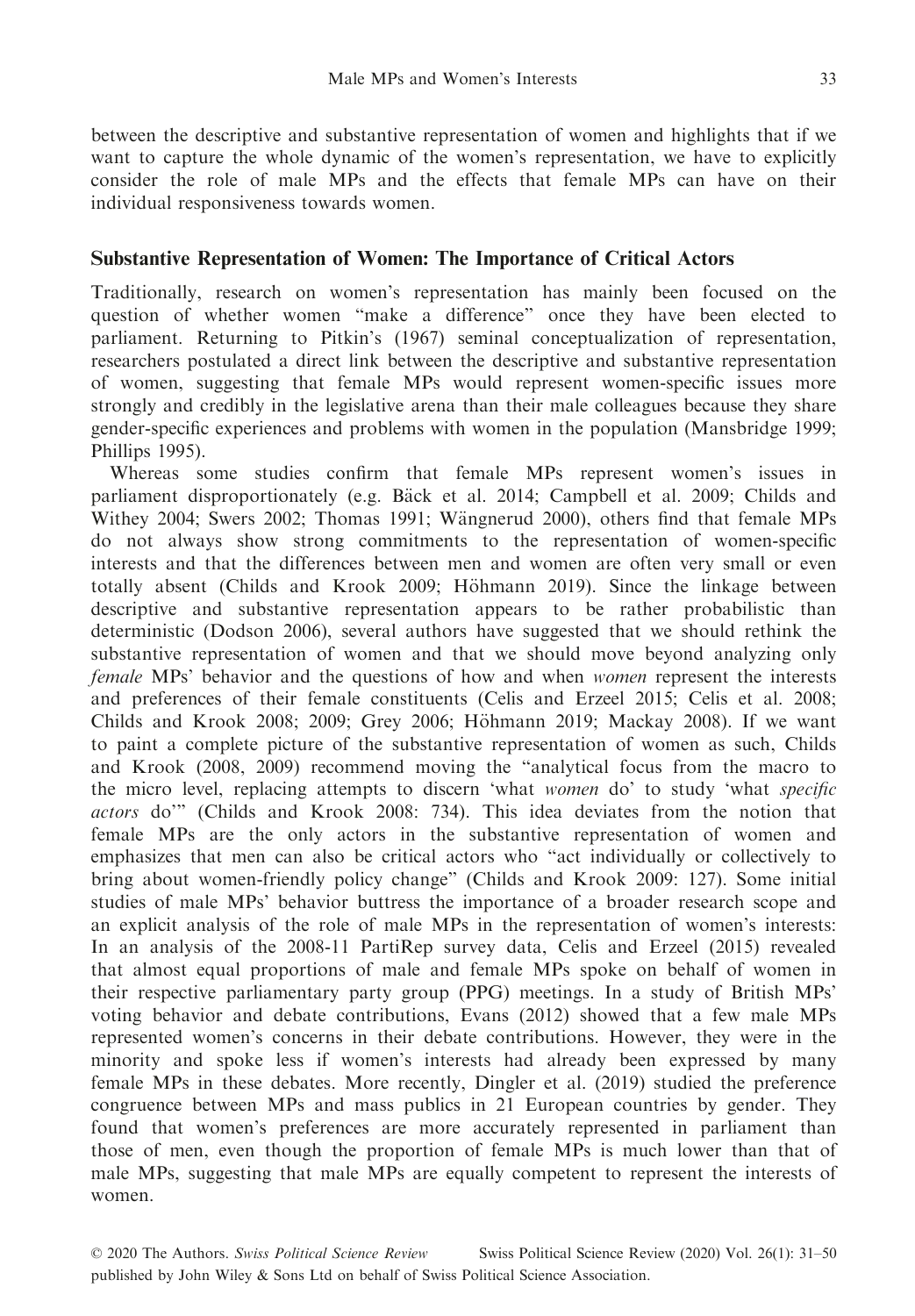between the descriptive and substantive representation of women and highlights that if we want to capture the whole dynamic of the women's representation, we have to explicitly consider the role of male MPs and the effects that female MPs can have on their individual responsiveness towards women.

## Substantive Representation of Women: The Importance of Critical Actors

Traditionally, research on women's representation has mainly been focused on the question of whether women "make a difference" once they have been elected to parliament. Returning to Pitkin's (1967) seminal conceptualization of representation, researchers postulated a direct link between the descriptive and substantive representation of women, suggesting that female MPs would represent women-specific issues more strongly and credibly in the legislative arena than their male colleagues because they share gender-specific experiences and problems with women in the population (Mansbridge 1999; Phillips 1995).

Whereas some studies confirm that female MPs represent women's issues in parliament disproportionately (e.g. Bäck et al. 2014; Campbell et al. 2009; Childs and Withey 2004; Swers 2002; Thomas 1991; Wängnerud 2000), others find that female MPs do not always show strong commitments to the representation of women-specific interests and that the differences between men and women are often very small or even totally absent (Childs and Krook 2009; Höhmann 2019). Since the linkage between descriptive and substantive representation appears to be rather probabilistic than deterministic (Dodson 2006), several authors have suggested that we should rethink the substantive representation of women and that we should move beyond analyzing only *female* MPs' behavior and the questions of how and when *women* represent the interests and preferences of their female constituents (Celis and Erzeel 2015; Celis et al. 2008; Childs and Krook 2008; 2009; Grey 2006; Höhmann 2019; Mackay 2008). If we want to paint a complete picture of the substantive representation of women as such, Childs and Krook (2008, 2009) recommend moving the "analytical focus from the macro to the micro level, replacing attempts to discern 'what *women* do' to study 'what *specific actors* do'" (Childs and Krook 2008: 734). This idea deviates from the notion that female MPs are the only actors in the substantive representation of women and emphasizes that men can also be critical actors who "act individually or collectively to bring about women-friendly policy change" (Childs and Krook 2009: 127). Some initial studies of male MPs' behavior buttress the importance of a broader research scope and an explicit analysis of the role of male MPs in the representation of women's interests: In an analysis of the 2008-11 PartiRep survey data, Celis and Erzeel (2015) revealed that almost equal proportions of male and female MPs spoke on behalf of women in their respective parliamentary party group (PPG) meetings. In a study of British MPs' voting behavior and debate contributions, Evans (2012) showed that a few male MPs represented women's concerns in their debate contributions. However, they were in the minority and spoke less if women's interests had already been expressed by many female MPs in these debates. More recently, Dingler et al. (2019) studied the preference congruence between MPs and mass publics in 21 European countries by gender. They found that women's preferences are more accurately represented in parliament than those of men, even though the proportion of female MPs is much lower than that of male MPs, suggesting that male MPs are equally competent to represent the interests of women.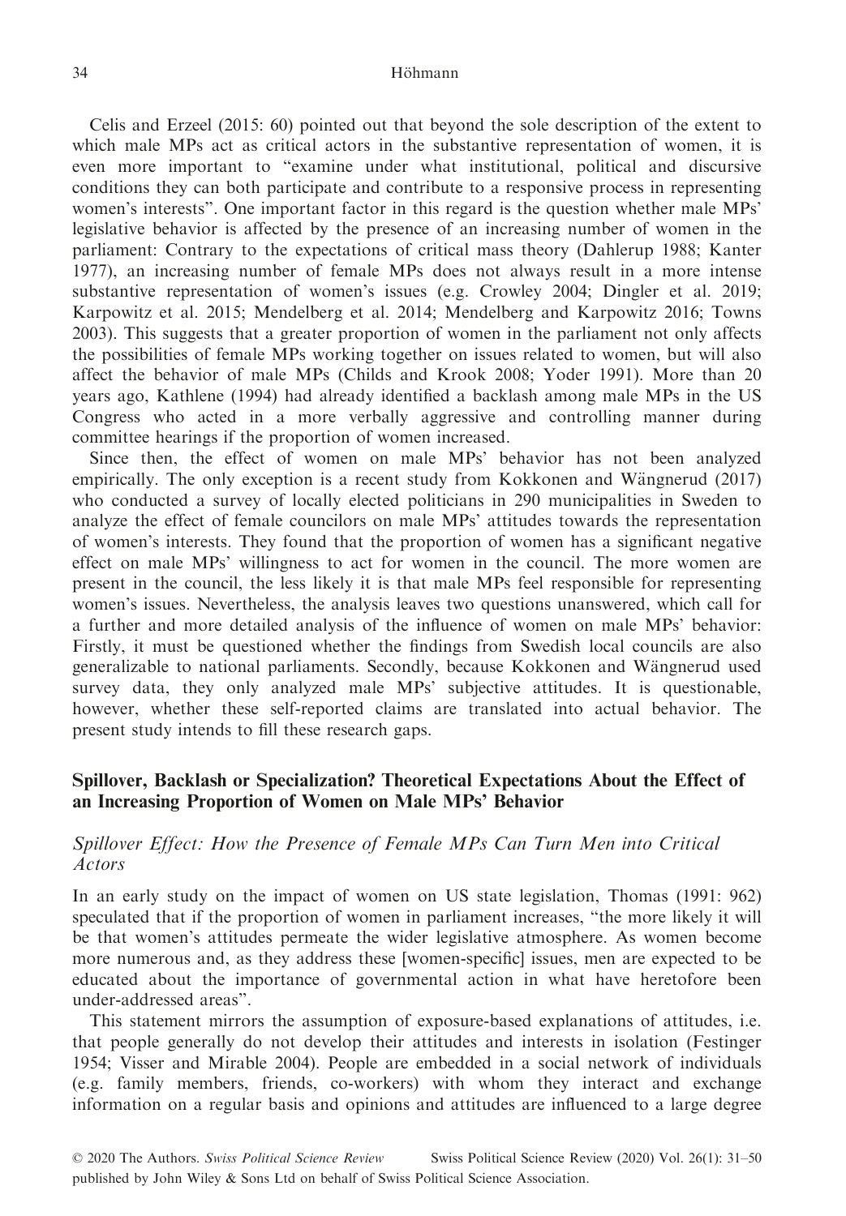Celis and Erzeel (2015: 60) pointed out that beyond the sole description of the extent to which male MPs act as critical actors in the substantive representation of women, it is even more important to "examine under what institutional, political and discursive conditions they can both participate and contribute to a responsive process in representing women's interests". One important factor in this regard is the question whether male MPs' legislative behavior is affected by the presence of an increasing number of women in the parliament: Contrary to the expectations of critical mass theory (Dahlerup 1988; Kanter 1977), an increasing number of female MPs does not always result in a more intense substantive representation of women's issues (e.g. Crowley 2004; Dingler et al. 2019; Karpowitz et al. 2015; Mendelberg et al. 2014; Mendelberg and Karpowitz 2016; Towns 2003). This suggests that a greater proportion of women in the parliament not only affects the possibilities of female MPs working together on issues related to women, but will also affect the behavior of male MPs (Childs and Krook 2008; Yoder 1991). More than 20 years ago, Kathlene (1994) had already identified a backlash among male MPs in the US Congress who acted in a more verbally aggressive and controlling manner during committee hearings if the proportion of women increased.

Since then, the effect of women on male MPs' behavior has not been analyzed empirically. The only exception is a recent study from Kokkonen and Wängnerud (2017) who conducted a survey of locally elected politicians in 290 municipalities in Sweden to analyze the effect of female councilors on male MPs' attitudes towards the representation of women's interests. They found that the proportion of women has a significant negative effect on male MPs' willingness to act for women in the council. The more women are present in the council, the less likely it is that male MPs feel responsible for representing women's issues. Nevertheless, the analysis leaves two questions unanswered, which call for a further and more detailed analysis of the influence of women on male MPs' behavior: Firstly, it must be questioned whether the findings from Swedish local councils are also generalizable to national parliaments. Secondly, because Kokkonen and Wängnerud used survey data, they only analyzed male MPs' subjective attitudes. It is questionable, however, whether these self-reported claims are translated into actual behavior. The present study intends to fill these research gaps.

## Spillover, Backlash or Specialization? Theoretical Expectations About the Effect of an Increasing Proportion of Women on Male MPs' Behavior

### *Spillover Effect: How the Presence of Female MPs Can Turn Men into Critical Actors*

In an early study on the impact of women on US state legislation, Thomas (1991: 962) speculated that if the proportion of women in parliament increases, "the more likely it will be that women's attitudes permeate the wider legislative atmosphere. As women become more numerous and, as they address these [women-specific] issues, men are expected to be educated about the importance of governmental action in what have heretofore been under-addressed areas".

This statement mirrors the assumption of exposure-based explanations of attitudes, i.e. that people generally do not develop their attitudes and interests in isolation (Festinger 1954; Visser and Mirable 2004). People are embedded in a social network of individuals (e.g. family members, friends, co-workers) with whom they interact and exchange information on a regular basis and opinions and attitudes are influenced to a large degree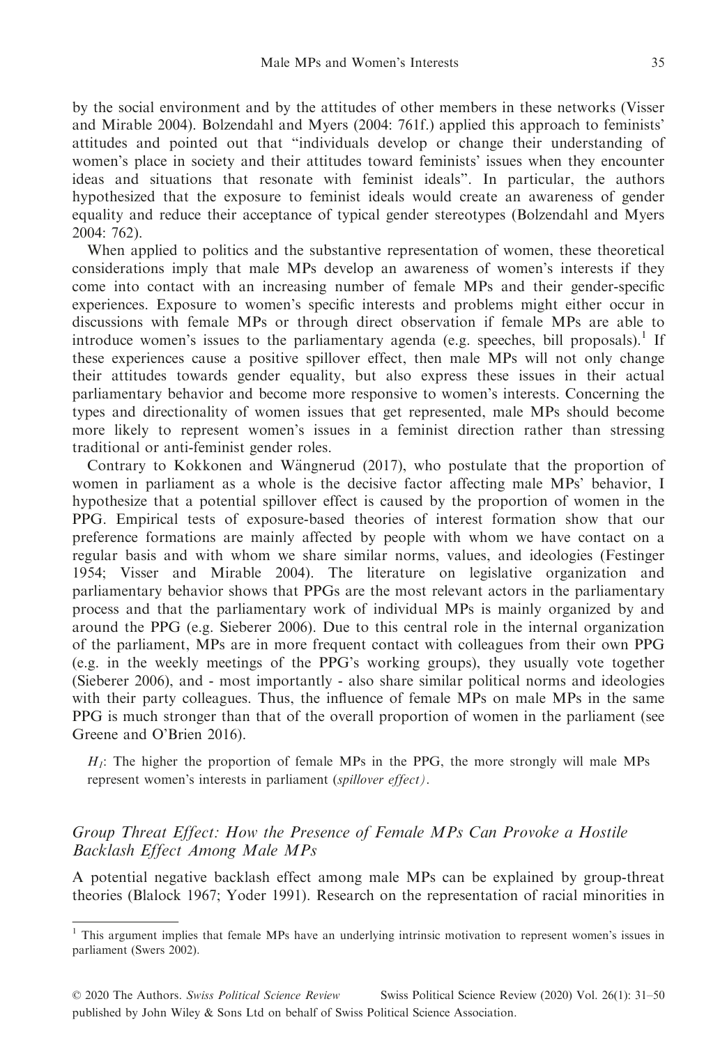by the social environment and by the attitudes of other members in these networks (Visser and Mirable 2004). Bolzendahl and Myers (2004: 761f.) applied this approach to feminists' attitudes and pointed out that "individuals develop or change their understanding of women's place in society and their attitudes toward feminists' issues when they encounter ideas and situations that resonate with feminist ideals". In particular, the authors hypothesized that the exposure to feminist ideals would create an awareness of gender equality and reduce their acceptance of typical gender stereotypes (Bolzendahl and Myers 2004: 762).

When applied to politics and the substantive representation of women, these theoretical considerations imply that male MPs develop an awareness of women's interests if they come into contact with an increasing number of female MPs and their gender-specific experiences. Exposure to women's specific interests and problems might either occur in discussions with female MPs or through direct observation if female MPs are able to introduce women's issues to the parliamentary agenda (e.g. speeches, bill proposals).[1] If these experiences cause a positive spillover effect, then male MPs will not only change their attitudes towards gender equality, but also express these issues in their actual parliamentary behavior and become more responsive to women's interests. Concerning the types and directionality of women issues that get represented, male MPs should become more likely to represent women's issues in a feminist direction rather than stressing traditional or anti-feminist gender roles.

Contrary to Kokkonen and Wängnerud (2017), who postulate that the proportion of women in parliament as a whole is the decisive factor affecting male MPs' behavior, I hypothesize that a potential spillover effect is caused by the proportion of women in the PPG. Empirical tests of exposure-based theories of interest formation show that our preference formations are mainly affected by people with whom we have contact on a regular basis and with whom we share similar norms, values, and ideologies (Festinger 1954; Visser and Mirable 2004). The literature on legislative organization and parliamentary behavior shows that PPGs are the most relevant actors in the parliamentary process and that the parliamentary work of individual MPs is mainly organized by and around the PPG (e.g. Sieberer 2006). Due to this central role in the internal organization of the parliament, MPs are in more frequent contact with colleagues from their own PPG (e.g. in the weekly meetings of the PPG's working groups), they usually vote together (Sieberer 2006), and - most importantly - also share similar political norms and ideologies with their party colleagues. Thus, the influence of female MPs on male MPs in the same PPG is much stronger than that of the overall proportion of women in the parliament (see Greene and O'Brien 2016).

> $H_1$: The higher the proportion of female MPs in the PPG, the more strongly will male MPs represent women's interests in parliament (*spillover effect*).

### *Group Threat Effect: How the Presence of Female MPs Can Provoke a Hostile Backlash Effect Among Male MPs*

A potential negative backlash effect among male MPs can be explained by group-threat theories (Blalock 1967; Yoder 1991). Research on the representation of racial minorities in

[1] This argument implies that female MPs have an underlying intrinsic motivation to represent women's issues in parliament (Swers 2002).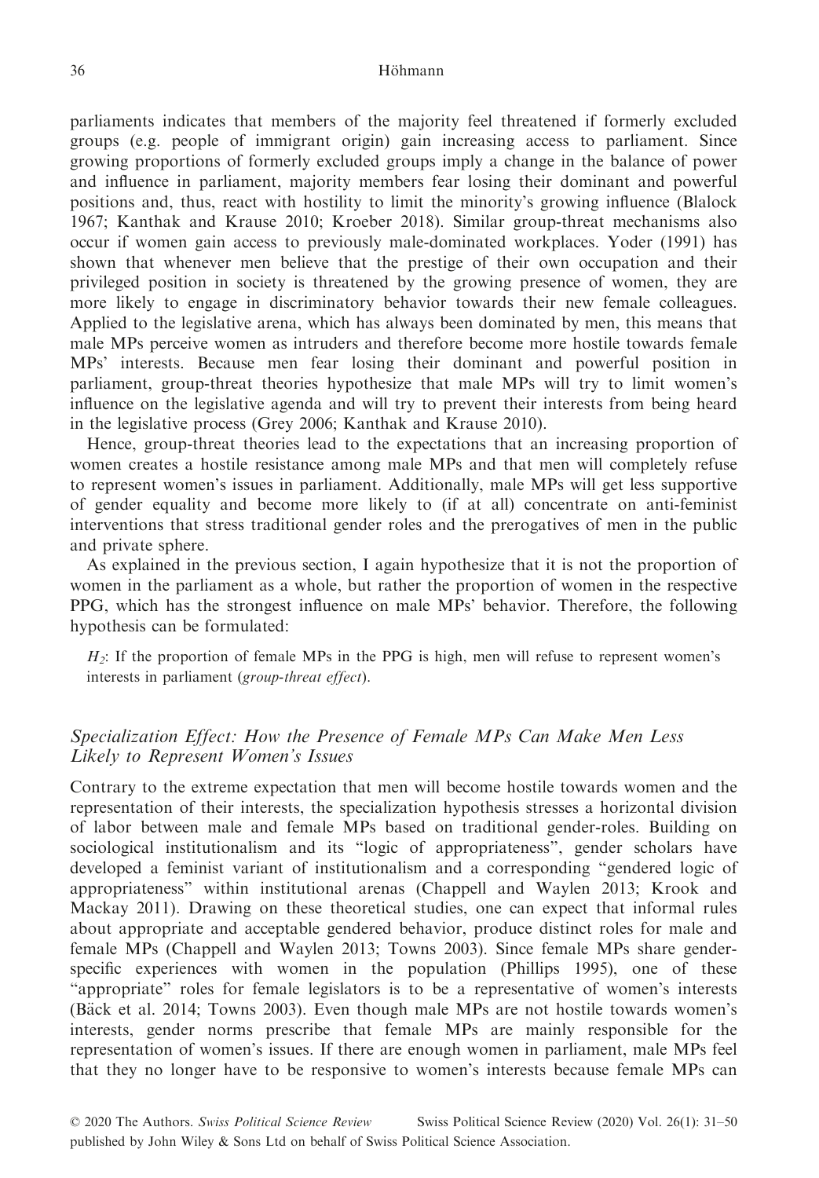parliaments indicates that members of the majority feel threatened if formerly excluded groups (e.g. people of immigrant origin) gain increasing access to parliament. Since growing proportions of formerly excluded groups imply a change in the balance of power and influence in parliament, majority members fear losing their dominant and powerful positions and, thus, react with hostility to limit the minority's growing influence (Blalock 1967; Kanthak and Krause 2010; Kroeber 2018). Similar group-threat mechanisms also occur if women gain access to previously male-dominated workplaces. Yoder (1991) has shown that whenever men believe that the prestige of their own occupation and their privileged position in society is threatened by the growing presence of women, they are more likely to engage in discriminatory behavior towards their new female colleagues. Applied to the legislative arena, which has always been dominated by men, this means that male MPs perceive women as intruders and therefore become more hostile towards female MPs' interests. Because men fear losing their dominant and powerful position in parliament, group-threat theories hypothesize that male MPs will try to limit women's influence on the legislative agenda and will try to prevent their interests from being heard in the legislative process (Grey 2006; Kanthak and Krause 2010).

Hence, group-threat theories lead to the expectations that an increasing proportion of women creates a hostile resistance among male MPs and that men will completely refuse to represent women's issues in parliament. Additionally, male MPs will get less supportive of gender equality and become more likely to (if at all) concentrate on anti-feminist interventions that stress traditional gender roles and the prerogatives of men in the public and private sphere.

As explained in the previous section, I again hypothesize that it is not the proportion of women in the parliament as a whole, but rather the proportion of women in the respective PPG, which has the strongest influence on male MPs' behavior. Therefore, the following hypothesis can be formulated:

> $H_2$: If the proportion of female MPs in the PPG is high, men will refuse to represent women's interests in parliament (*group-threat effect*).

### *Specialization Effect: How the Presence of Female MPs Can Make Men Less Likely to Represent Women's Issues*

Contrary to the extreme expectation that men will become hostile towards women and the representation of their interests, the specialization hypothesis stresses a horizontal division of labor between male and female MPs based on traditional gender-roles. Building on sociological institutionalism and its "logic of appropriateness", gender scholars have developed a feminist variant of institutionalism and a corresponding "gendered logic of appropriateness" within institutional arenas (Chappell and Waylen 2013; Krook and Mackay 2011). Drawing on these theoretical studies, one can expect that informal rules about appropriate and acceptable gendered behavior, produce distinct roles for male and female MPs (Chappell and Waylen 2013; Towns 2003). Since female MPs share gender-specific experiences with women in the population (Phillips 1995), one of these "appropriate" roles for female legislators is to be a representative of women's interests (Bäck et al. 2014; Towns 2003). Even though male MPs are not hostile towards women's interests, gender norms prescribe that female MPs are mainly responsible for the representation of women's issues. If there are enough women in parliament, male MPs feel that they no longer have to be responsive to women's interests because female MPs can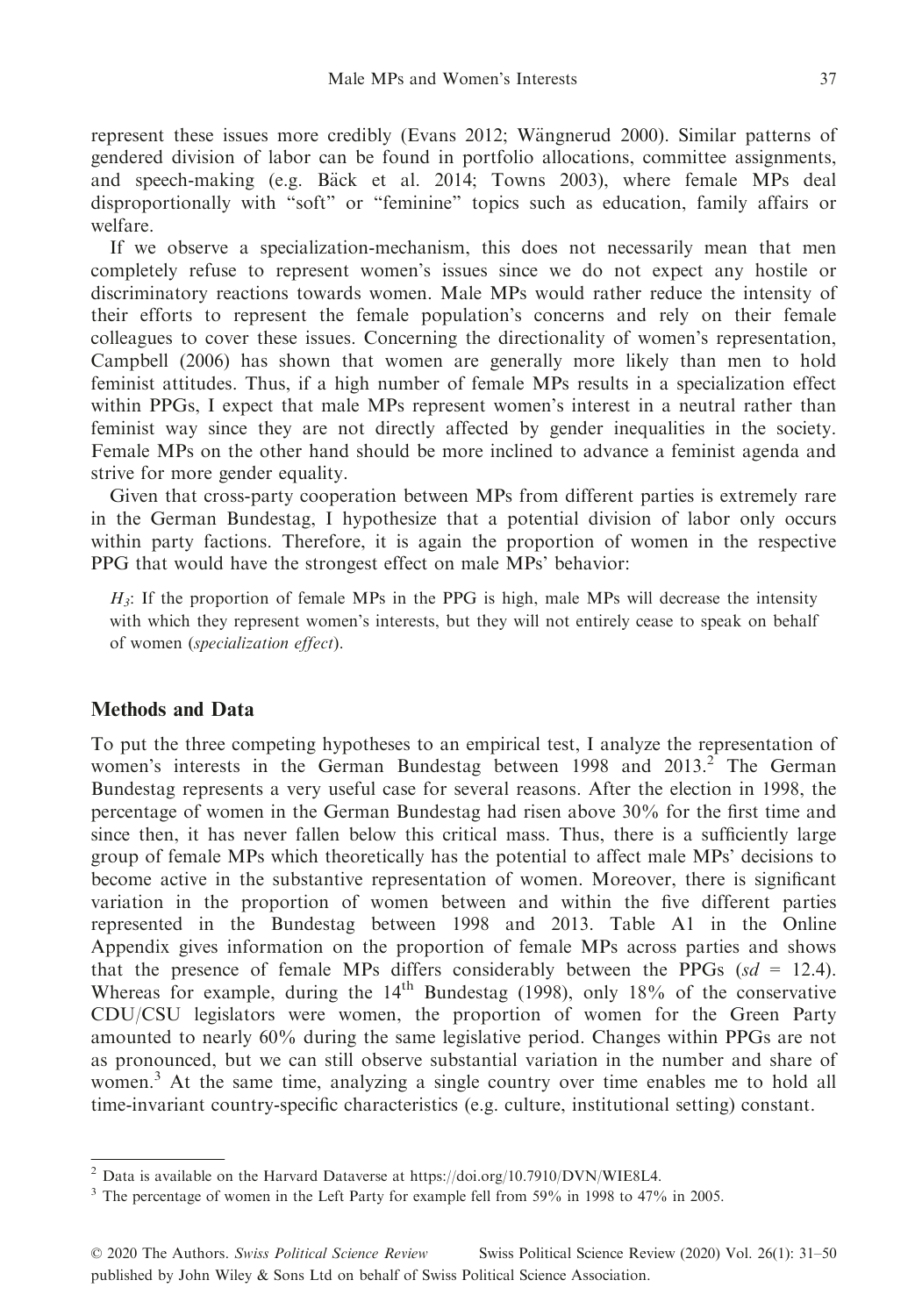represent these issues more credibly (Evans 2012; Wängnerud 2000). Similar patterns of gendered division of labor can be found in portfolio allocations, committee assignments, and speech-making (e.g. Bäck et al. 2014; Towns 2003), where female MPs deal disproportionally with "soft" or "feminine" topics such as education, family affairs or welfare.

If we observe a specialization-mechanism, this does not necessarily mean that men completely refuse to represent women's issues since we do not expect any hostile or discriminatory reactions towards women. Male MPs would rather reduce the intensity of their efforts to represent the female population's concerns and rely on their female colleagues to cover these issues. Concerning the directionality of women's representation, Campbell (2006) has shown that women are generally more likely than men to hold feminist attitudes. Thus, if a high number of female MPs results in a specialization effect within PPGs, I expect that male MPs represent women's interest in a neutral rather than feminist way since they are not directly affected by gender inequalities in the society. Female MPs on the other hand should be more inclined to advance a feminist agenda and strive for more gender equality.

Given that cross-party cooperation between MPs from different parties is extremely rare in the German Bundestag, I hypothesize that a potential division of labor only occurs within party factions. Therefore, it is again the proportion of women in the respective PPG that would have the strongest effect on male MPs' behavior:

> $H_3$: If the proportion of female MPs in the PPG is high, male MPs will decrease the intensity with which they represent women's interests, but they will not entirely cease to speak on behalf of women (*specialization effect*).

## Methods and Data

To put the three competing hypotheses to an empirical test, I analyze the representation of women's interests in the German Bundestag between 1998 and 2013.[2] The German Bundestag represents a very useful case for several reasons. After the election in 1998, the percentage of women in the German Bundestag had risen above 30% for the first time and since then, it has never fallen below this critical mass. Thus, there is a sufficiently large group of female MPs which theoretically has the potential to affect male MPs' decisions to become active in the substantive representation of women. Moreover, there is significant variation in the proportion of women between and within the five different parties represented in the Bundestag between 1998 and 2013. Table A1 in the Online Appendix gives information on the proportion of female MPs across parties and shows that the presence of female MPs differs considerably between the PPGs ($sd$ = 12.4). Whereas for example, during the 14th Bundestag (1998), only 18% of the conservative CDU/CSU legislators were women, the proportion of women for the Green Party amounted to nearly 60% during the same legislative period. Changes within PPGs are not as pronounced, but we can still observe substantial variation in the number and share of women.[3] At the same time, analyzing a single country over time enables me to hold all time-invariant country-specific characteristics (e.g. culture, institutional setting) constant.

---

[2] Data is available on the Harvard Dataverse at https://doi.org/10.7910/DVN/WIE8L4.

[3] The percentage of women in the Left Party for example fell from 59% in 1998 to 47% in 2005.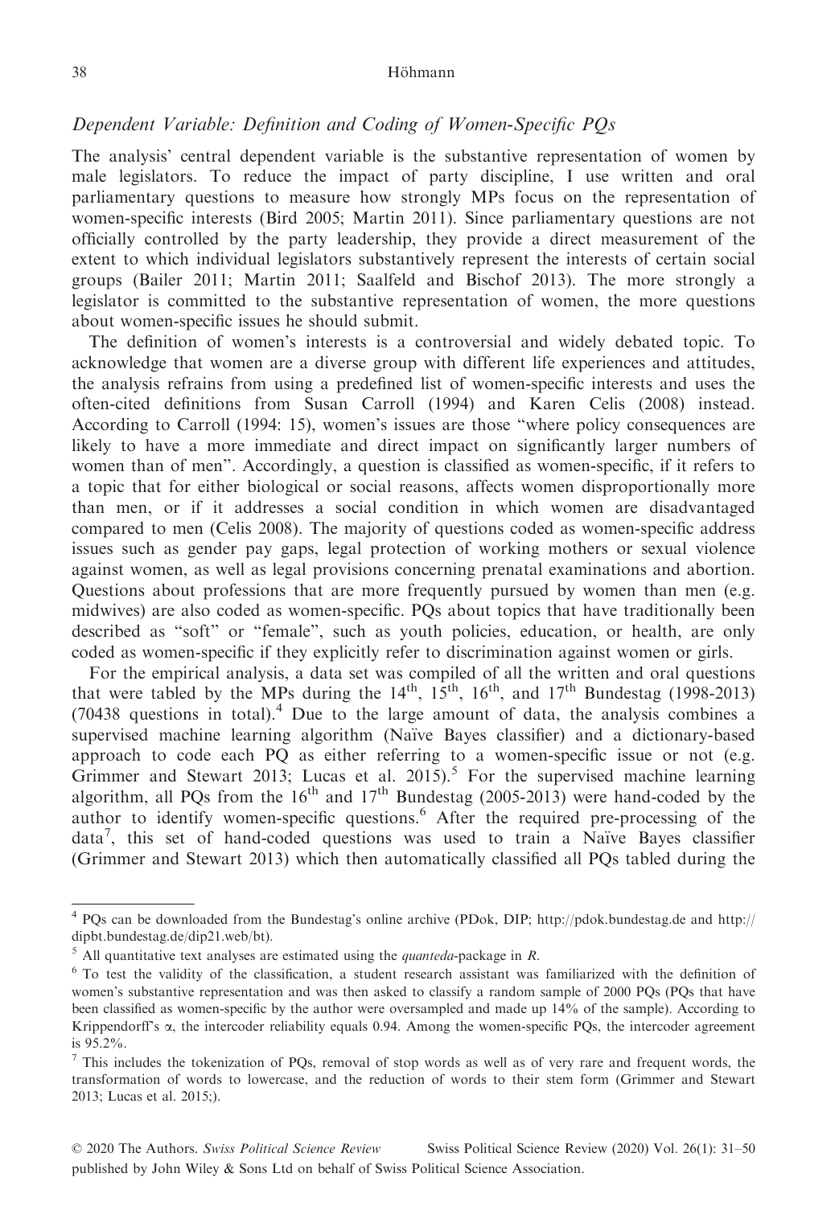### *Dependent Variable: Definition and Coding of Women-Specific PQs*

The analysis' central dependent variable is the substantive representation of women by male legislators. To reduce the impact of party discipline, I use written and oral parliamentary questions to measure how strongly MPs focus on the representation of women-specific interests (Bird 2005; Martin 2011). Since parliamentary questions are not officially controlled by the party leadership, they provide a direct measurement of the extent to which individual legislators substantively represent the interests of certain social groups (Bailer 2011; Martin 2011; Saalfeld and Bischof 2013). The more strongly a legislator is committed to the substantive representation of women, the more questions about women-specific issues he should submit.

The definition of women's interests is a controversial and widely debated topic. To acknowledge that women are a diverse group with different life experiences and attitudes, the analysis refrains from using a predefined list of women-specific interests and uses the often-cited definitions from Susan Carroll (1994) and Karen Celis (2008) instead. According to Carroll (1994: 15), women's issues are those "where policy consequences are likely to have a more immediate and direct impact on significantly larger numbers of women than of men". Accordingly, a question is classified as women-specific, if it refers to a topic that for either biological or social reasons, affects women disproportionally more than men, or if it addresses a social condition in which women are disadvantaged compared to men (Celis 2008). The majority of questions coded as women-specific address issues such as gender pay gaps, legal protection of working mothers or sexual violence against women, as well as legal provisions concerning prenatal examinations and abortion. Questions about professions that are more frequently pursued by women than men (e.g. midwives) are also coded as women-specific. PQs about topics that have traditionally been described as "soft" or "female", such as youth policies, education, or health, are only coded as women-specific if they explicitly refer to discrimination against women or girls.

For the empirical analysis, a data set was compiled of all the written and oral questions that were tabled by the MPs during the 14th, 15th, 16th, and 17th Bundestag (1998-2013) (70438 questions in total).[4] Due to the large amount of data, the analysis combines a supervised machine learning algorithm (Naïve Bayes classifier) and a dictionary-based approach to code each PQ as either referring to a women-specific issue or not (e.g. Grimmer and Stewart 2013; Lucas et al. 2015).[5] For the supervised machine learning algorithm, all PQs from the 16th and 17th Bundestag (2005-2013) were hand-coded by the author to identify women-specific questions.[6] After the required pre-processing of the data[7], this set of hand-coded questions was used to train a Naïve Bayes classifier (Grimmer and Stewart 2013) which then automatically classified all PQs tabled during the

---

[4] PQs can be downloaded from the Bundestag's online archive (PDok, DIP; http://pdok.bundestag.de and http://dipbt.bundestag.de/dip21.web/bt).

[5] All quantitative text analyses are estimated using the *quanteda*-package in *R*.

[6] To test the validity of the classification, a student research assistant was familiarized with the definition of women's substantive representation and was then asked to classify a random sample of 2000 PQs (PQs that have been classified as women-specific by the author were oversampled and made up 14% of the sample). According to Krippendorff's $\alpha$, the intercoder reliability equals 0.94. Among the women-specific PQs, the intercoder agreement is 95.2%.

[7] This includes the tokenization of PQs, removal of stop words as well as of very rare and frequent words, the transformation of words to lowercase, and the reduction of words to their stem form (Grimmer and Stewart 2013; Lucas et al. 2015;).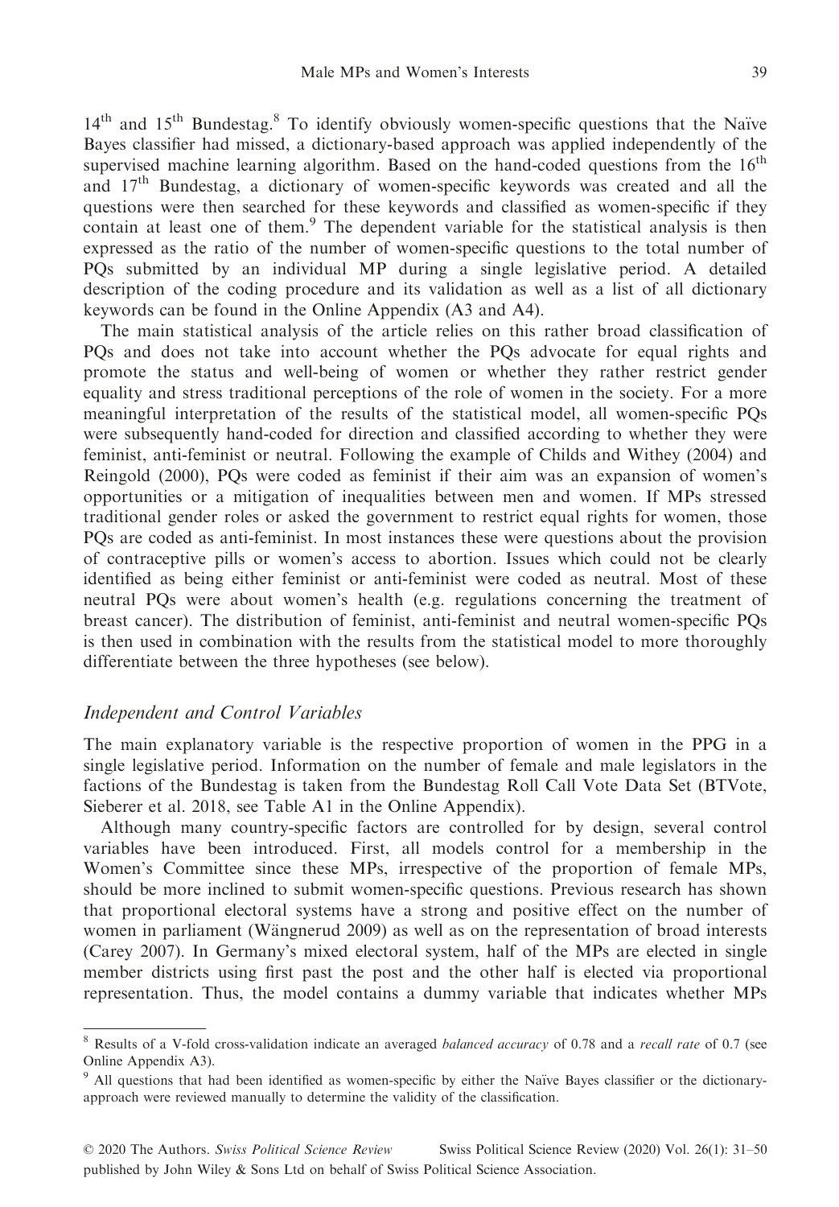14th and 15th Bundestag.[8] To identify obviously women-specific questions that the Naïve Bayes classifier had missed, a dictionary-based approach was applied independently of the supervised machine learning algorithm. Based on the hand-coded questions from the 16th and 17th Bundestag, a dictionary of women-specific keywords was created and all the questions were then searched for these keywords and classified as women-specific if they contain at least one of them.[9] The dependent variable for the statistical analysis is then expressed as the ratio of the number of women-specific questions to the total number of PQs submitted by an individual MP during a single legislative period. A detailed description of the coding procedure and its validation as well as a list of all dictionary keywords can be found in the Online Appendix (A3 and A4).

The main statistical analysis of the article relies on this rather broad classification of PQs and does not take into account whether the PQs advocate for equal rights and promote the status and well-being of women or whether they rather restrict gender equality and stress traditional perceptions of the role of women in the society. For a more meaningful interpretation of the results of the statistical model, all women-specific PQs were subsequently hand-coded for direction and classified according to whether they were feminist, anti-feminist or neutral. Following the example of Childs and Withey (2004) and Reingold (2000), PQs were coded as feminist if their aim was an expansion of women's opportunities or a mitigation of inequalities between men and women. If MPs stressed traditional gender roles or asked the government to restrict equal rights for women, those PQs are coded as anti-feminist. In most instances these were questions about the provision of contraceptive pills or women's access to abortion. Issues which could not be clearly identified as being either feminist or anti-feminist were coded as neutral. Most of these neutral PQs were about women's health (e.g. regulations concerning the treatment of breast cancer). The distribution of feminist, anti-feminist and neutral women-specific PQs is then used in combination with the results from the statistical model to more thoroughly differentiate between the three hypotheses (see below).

### *Independent and Control Variables*

The main explanatory variable is the respective proportion of women in the PPG in a single legislative period. Information on the number of female and male legislators in the factions of the Bundestag is taken from the Bundestag Roll Call Vote Data Set (BTVote, Sieberer et al. 2018, see Table A1 in the Online Appendix).

Although many country-specific factors are controlled for by design, several control variables have been introduced. First, all models control for a membership in the Women's Committee since these MPs, irrespective of the proportion of female MPs, should be more inclined to submit women-specific questions. Previous research has shown that proportional electoral systems have a strong and positive effect on the number of women in parliament (Wängnerud 2009) as well as on the representation of broad interests (Carey 2007). In Germany's mixed electoral system, half of the MPs are elected in single member districts using first past the post and the other half is elected via proportional representation. Thus, the model contains a dummy variable that indicates whether MPs

[8] Results of a V-fold cross-validation indicate an averaged *balanced accuracy* of 0.78 and a *recall rate* of 0.7 (see Online Appendix A3).

[9] All questions that had been identified as women-specific by either the Naïve Bayes classifier or the dictionary-approach were reviewed manually to determine the validity of the classification.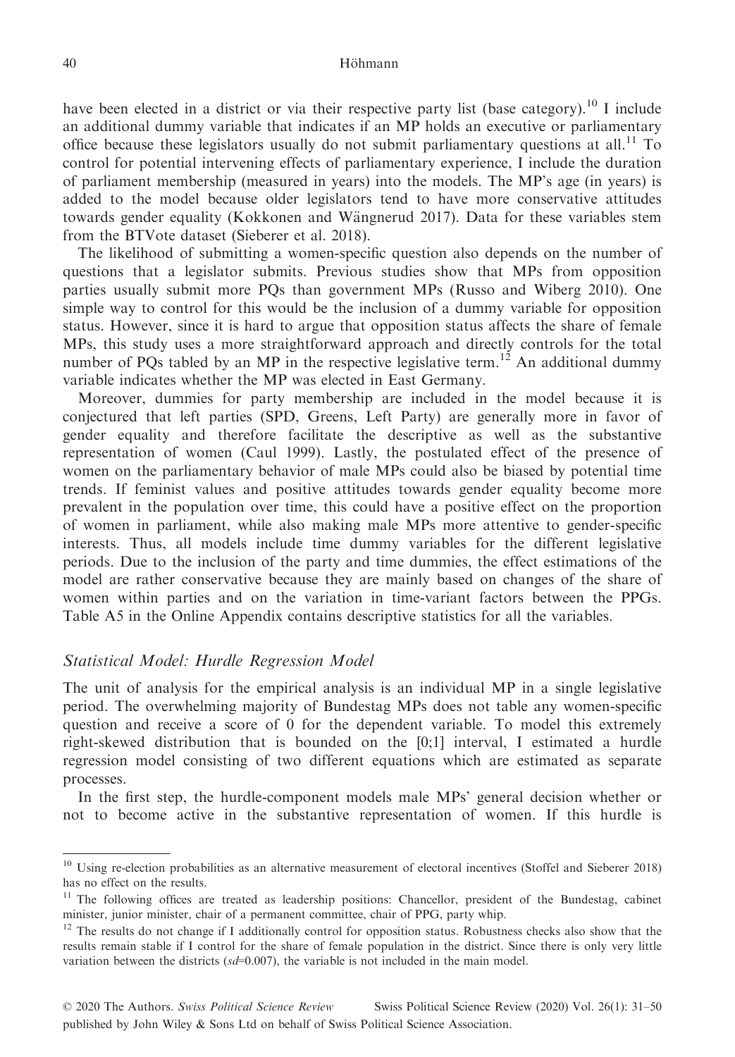have been elected in a district or via their respective party list (base category).[10] I include an additional dummy variable that indicates if an MP holds an executive or parliamentary office because these legislators usually do not submit parliamentary questions at all.[11] To control for potential intervening effects of parliamentary experience, I include the duration of parliament membership (measured in years) into the models. The MP's age (in years) is added to the model because older legislators tend to have more conservative attitudes towards gender equality (Kokkonen and Wängnerud 2017). Data for these variables stem from the BTVote dataset (Sieberer et al. 2018).

The likelihood of submitting a women-specific question also depends on the number of questions that a legislator submits. Previous studies show that MPs from opposition parties usually submit more PQs than government MPs (Russo and Wiberg 2010). One simple way to control for this would be the inclusion of a dummy variable for opposition status. However, since it is hard to argue that opposition status affects the share of female MPs, this study uses a more straightforward approach and directly controls for the total number of PQs tabled by an MP in the respective legislative term.[12] An additional dummy variable indicates whether the MP was elected in East Germany.

Moreover, dummies for party membership are included in the model because it is conjectured that left parties (SPD, Greens, Left Party) are generally more in favor of gender equality and therefore facilitate the descriptive as well as the substantive representation of women (Caul 1999). Lastly, the postulated effect of the presence of women on the parliamentary behavior of male MPs could also be biased by potential time trends. If feminist values and positive attitudes towards gender equality become more prevalent in the population over time, this could have a positive effect on the proportion of women in parliament, while also making male MPs more attentive to gender-specific interests. Thus, all models include time dummy variables for the different legislative periods. Due to the inclusion of the party and time dummies, the effect estimations of the model are rather conservative because they are mainly based on changes of the share of women within parties and on the variation in time-variant factors between the PPGs. Table A5 in the Online Appendix contains descriptive statistics for all the variables.

### *Statistical Model: Hurdle Regression Model*

The unit of analysis for the empirical analysis is an individual MP in a single legislative period. The overwhelming majority of Bundestag MPs does not table any women-specific question and receive a score of 0 for the dependent variable. To model this extremely right-skewed distribution that is bounded on the [0;1] interval, I estimated a hurdle regression model consisting of two different equations which are estimated as separate processes.

In the first step, the hurdle-component models male MPs' general decision whether or not to become active in the substantive representation of women. If this hurdle is

---

[10] Using re-election probabilities as an alternative measurement of electoral incentives (Stoffel and Sieberer 2018) has no effect on the results.

[11] The following offices are treated as leadership positions: Chancellor, president of the Bundestag, cabinet minister, junior minister, chair of a permanent committee, chair of PPG, party whip.

[12] The results do not change if I additionally control for opposition status. Robustness checks also show that the results remain stable if I control for the share of female population in the district. Since there is only very little variation between the districts (*sd*=0.007), the variable is not included in the main model.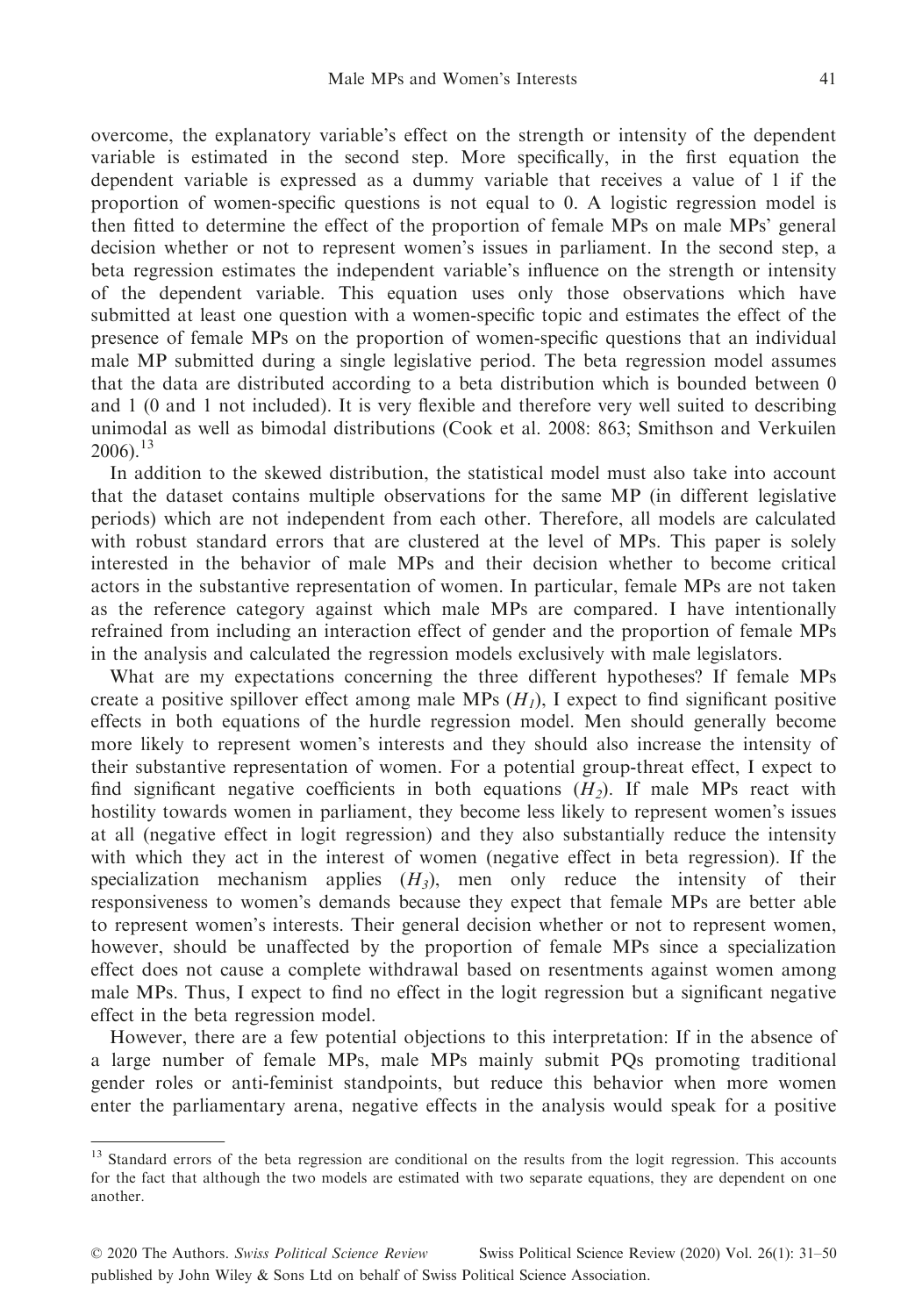overcome, the explanatory variable's effect on the strength or intensity of the dependent variable is estimated in the second step. More specifically, in the first equation the dependent variable is expressed as a dummy variable that receives a value of 1 if the proportion of women-specific questions is not equal to 0. A logistic regression model is then fitted to determine the effect of the proportion of female MPs on male MPs' general decision whether or not to represent women's issues in parliament. In the second step, a beta regression estimates the independent variable's influence on the strength or intensity of the dependent variable. This equation uses only those observations which have submitted at least one question with a women-specific topic and estimates the effect of the presence of female MPs on the proportion of women-specific questions that an individual male MP submitted during a single legislative period. The beta regression model assumes that the data are distributed according to a beta distribution which is bounded between 0 and 1 (0 and 1 not included). It is very flexible and therefore very well suited to describing unimodal as well as bimodal distributions (Cook et al. 2008: 863; Smithson and Verkuilen 2006).[13]

In addition to the skewed distribution, the statistical model must also take into account that the dataset contains multiple observations for the same MP (in different legislative periods) which are not independent from each other. Therefore, all models are calculated with robust standard errors that are clustered at the level of MPs. This paper is solely interested in the behavior of male MPs and their decision whether to become critical actors in the substantive representation of women. In particular, female MPs are not taken as the reference category against which male MPs are compared. I have intentionally refrained from including an interaction effect of gender and the proportion of female MPs in the analysis and calculated the regression models exclusively with male legislators.

What are my expectations concerning the three different hypotheses? If female MPs create a positive spillover effect among male MPs ($H_1$), I expect to find significant positive effects in both equations of the hurdle regression model. Men should generally become more likely to represent women's interests and they should also increase the intensity of their substantive representation of women. For a potential group-threat effect, I expect to find significant negative coefficients in both equations ($H_2$). If male MPs react with hostility towards women in parliament, they become less likely to represent women's issues at all (negative effect in logit regression) and they also substantially reduce the intensity with which they act in the interest of women (negative effect in beta regression). If the specialization mechanism applies ($H_3$), men only reduce the intensity of their responsiveness to women's demands because they expect that female MPs are better able to represent women's interests. Their general decision whether or not to represent women, however, should be unaffected by the proportion of female MPs since a specialization effect does not cause a complete withdrawal based on resentments against women among male MPs. Thus, I expect to find no effect in the logit regression but a significant negative effect in the beta regression model.

However, there are a few potential objections to this interpretation: If in the absence of a large number of female MPs, male MPs mainly submit PQs promoting traditional gender roles or anti-feminist standpoints, but reduce this behavior when more women enter the parliamentary arena, negative effects in the analysis would speak for a positive

---

[13] Standard errors of the beta regression are conditional on the results from the logit regression. This accounts for the fact that although the two models are estimated with two separate equations, they are dependent on one another.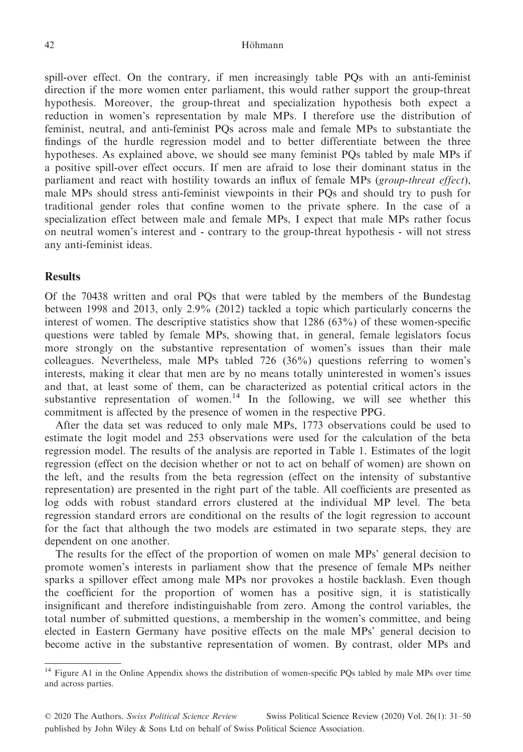spill-over effect. On the contrary, if men increasingly table PQs with an anti-feminist direction if the more women enter parliament, this would rather support the group-threat hypothesis. Moreover, the group-threat and specialization hypothesis both expect a reduction in women's representation by male MPs. I therefore use the distribution of feminist, neutral, and anti-feminist PQs across male and female MPs to substantiate the findings of the hurdle regression model and to better differentiate between the three hypotheses. As explained above, we should see many feminist PQs tabled by male MPs if a positive spill-over effect occurs. If men are afraid to lose their dominant status in the parliament and react with hostility towards an influx of female MPs (*group-threat effect*), male MPs should stress anti-feminist viewpoints in their PQs and should try to push for traditional gender roles that confine women to the private sphere. In the case of a specialization effect between male and female MPs, I expect that male MPs rather focus on neutral women's interest and - contrary to the group-threat hypothesis - will not stress any anti-feminist ideas.

## Results

Of the 70438 written and oral PQs that were tabled by the members of the Bundestag between 1998 and 2013, only 2.9% (2012) tackled a topic which particularly concerns the interest of women. The descriptive statistics show that 1286 (63%) of these women-specific questions were tabled by female MPs, showing that, in general, female legislators focus more strongly on the substantive representation of women's issues than their male colleagues. Nevertheless, male MPs tabled 726 (36%) questions referring to women's interests, making it clear that men are by no means totally uninterested in women's issues and that, at least some of them, can be characterized as potential critical actors in the substantive representation of women.[14] In the following, we will see whether this commitment is affected by the presence of women in the respective PPG.

After the data set was reduced to only male MPs, 1773 observations could be used to estimate the logit model and 253 observations were used for the calculation of the beta regression model. The results of the analysis are reported in Table 1. Estimates of the logit regression (effect on the decision whether or not to act on behalf of women) are shown on the left, and the results from the beta regression (effect on the intensity of substantive representation) are presented in the right part of the table. All coefficients are presented as log odds with robust standard errors clustered at the individual MP level. The beta regression standard errors are conditional on the results of the logit regression to account for the fact that although the two models are estimated in two separate steps, they are dependent on one another.

The results for the effect of the proportion of women on male MPs' general decision to promote women's interests in parliament show that the presence of female MPs neither sparks a spillover effect among male MPs nor provokes a hostile backlash. Even though the coefficient for the proportion of women has a positive sign, it is statistically insignificant and therefore indistinguishable from zero. Among the control variables, the total number of submitted questions, a membership in the women's committee, and being elected in Eastern Germany have positive effects on the male MPs' general decision to become active in the substantive representation of women. By contrast, older MPs and

[14] Figure A1 in the Online Appendix shows the distribution of women-specific PQs tabled by male MPs over time and across parties.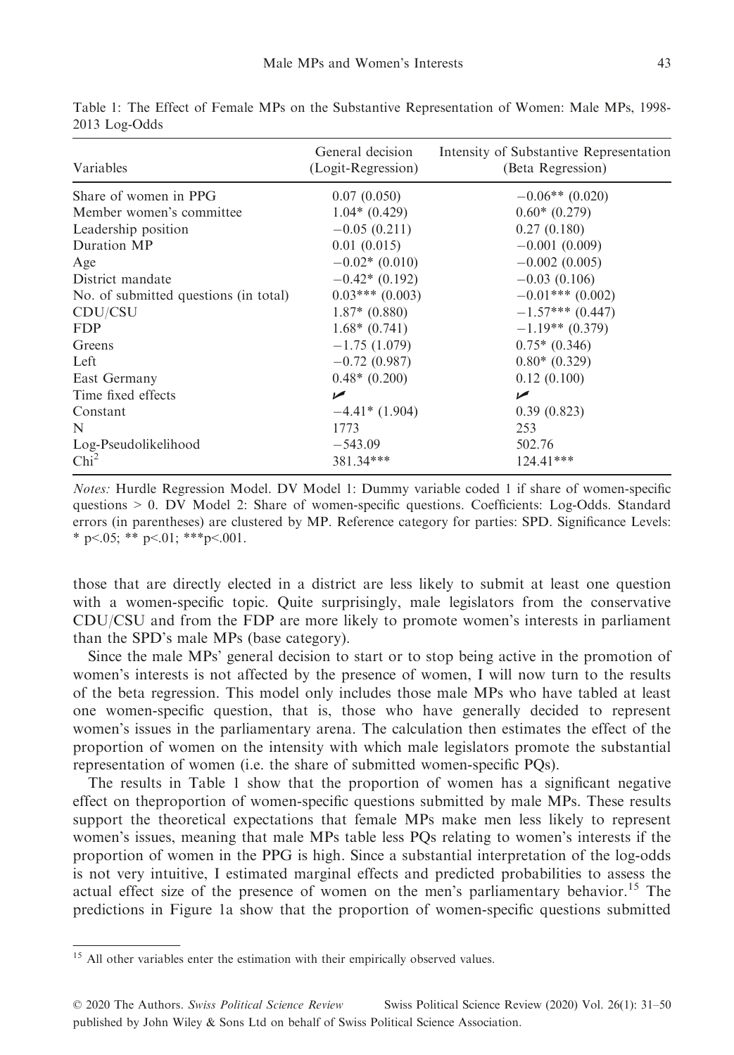Table 1: The Effect of Female MPs on the Substantive Representation of Women: Male MPs, 1998-2013 Log-Odds

| Variables | General decision (Logit-Regression) | Intensity of Substantive Representation (Beta Regression) |
|---|---|---|
| Share of women in PPG | 0.07 (0.050) | −0.06** (0.020) |
| Member women's committee | 1.04* (0.429) | 0.60* (0.279) |
| Leadership position | −0.05 (0.211) | 0.27 (0.180) |
| Duration MP | 0.01 (0.015) | −0.001 (0.009) |
| Age | −0.02* (0.010) | −0.002 (0.005) |
| District mandate | −0.42* (0.192) | −0.03 (0.106) |
| No. of submitted questions (in total) | 0.03*** (0.003) | −0.01*** (0.002) |
| CDU/CSU | 1.87* (0.880) | −1.57*** (0.447) |
| FDP | 1.68* (0.741) | −1.19** (0.379) |
| Greens | −1.75 (1.079) | 0.75* (0.346) |
| Left | −0.72 (0.987) | 0.80* (0.329) |
| East Germany | 0.48* (0.200) | 0.12 (0.100) |
| Time fixed effects | ✓ | ✓ |
| Constant | −4.41* (1.904) | 0.39 (0.823) |
| N | 1773 | 253 |
| Log-Pseudolikelihood | −543.09 | 502.76 |
| $Chi^2$ | 381.34*** | 124.41*** |

*Notes:* Hurdle Regression Model. DV Model 1: Dummy variable coded 1 if share of women-specific questions > 0. DV Model 2: Share of women-specific questions. Coefficients: Log-Odds. Standard errors (in parentheses) are clustered by MP. Reference category for parties: SPD. Significance Levels: * p<.05; ** p<.01; ***p<.001.

those that are directly elected in a district are less likely to submit at least one question with a women-specific topic. Quite surprisingly, male legislators from the conservative CDU/CSU and from the FDP are more likely to promote women's interests in parliament than the SPD's male MPs (base category).

Since the male MPs' general decision to start or to stop being active in the promotion of women's interests is not affected by the presence of women, I will now turn to the results of the beta regression. This model only includes those male MPs who have tabled at least one women-specific question, that is, those who have generally decided to represent women's issues in the parliamentary arena. The calculation then estimates the effect of the proportion of women on the intensity with which male legislators promote the substantial representation of women (i.e. the share of submitted women-specific PQs).

The results in Table 1 show that the proportion of women has a significant negative effect on theproportion of women-specific questions submitted by male MPs. These results support the theoretical expectations that female MPs make men less likely to represent women's issues, meaning that male MPs table less PQs relating to women's interests if the proportion of women in the PPG is high. Since a substantial interpretation of the log-odds is not very intuitive, I estimated marginal effects and predicted probabilities to assess the actual effect size of the presence of women on the men's parliamentary behavior.[15] The predictions in Figure 1a show that the proportion of women-specific questions submitted

[15] All other variables enter the estimation with their empirically observed values.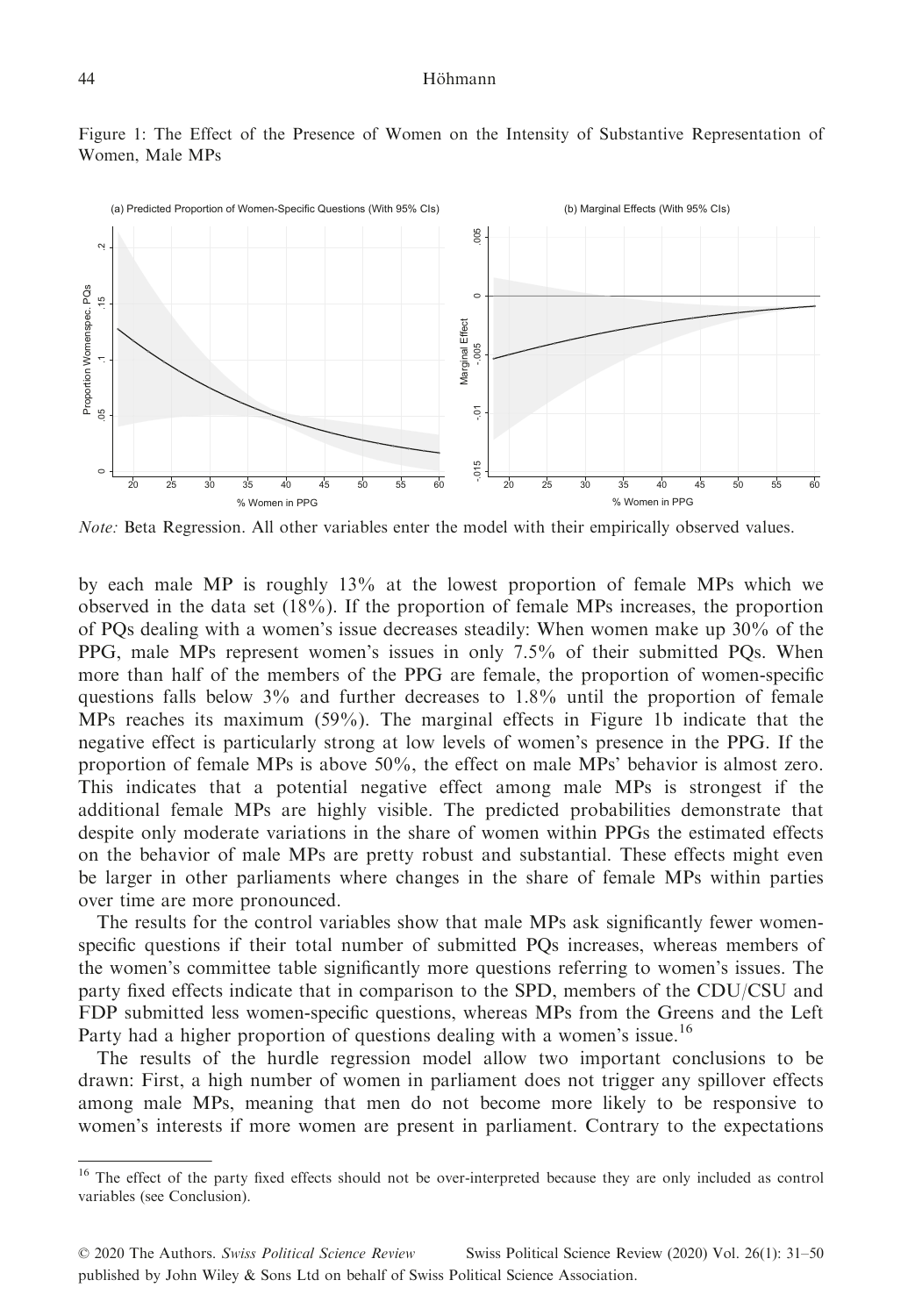Figure 1: The Effect of the Presence of Women on the Intensity of Substantive Representation of Women, Male MPs

*Note:* Beta Regression. All other variables enter the model with their empirically observed values.

by each male MP is roughly 13% at the lowest proportion of female MPs which we observed in the data set (18%). If the proportion of female MPs increases, the proportion of PQs dealing with a women's issue decreases steadily: When women make up 30% of the PPG, male MPs represent women's issues in only 7.5% of their submitted PQs. When more than half of the members of the PPG are female, the proportion of women-specific questions falls below 3% and further decreases to 1.8% until the proportion of female MPs reaches its maximum (59%). The marginal effects in Figure 1b indicate that the negative effect is particularly strong at low levels of women's presence in the PPG. If the proportion of female MPs is above 50%, the effect on male MPs' behavior is almost zero. This indicates that a potential negative effect among male MPs is strongest if the additional female MPs are highly visible. The predicted probabilities demonstrate that despite only moderate variations in the share of women within PPGs the estimated effects on the behavior of male MPs are pretty robust and substantial. These effects might even be larger in other parliaments where changes in the share of female MPs within parties over time are more pronounced.

The results for the control variables show that male MPs ask significantly fewer women-specific questions if their total number of submitted PQs increases, whereas members of the women's committee table significantly more questions referring to women's issues. The party fixed effects indicate that in comparison to the SPD, members of the CDU/CSU and FDP submitted less women-specific questions, whereas MPs from the Greens and the Left Party had a higher proportion of questions dealing with a women's issue.[16]

The results of the hurdle regression model allow two important conclusions to be drawn: First, a high number of women in parliament does not trigger any spillover effects among male MPs, meaning that men do not become more likely to be responsive to women's interests if more women are present in parliament. Contrary to the expectations

[16] The effect of the party fixed effects should not be over-interpreted because they are only included as control variables (see Conclusion).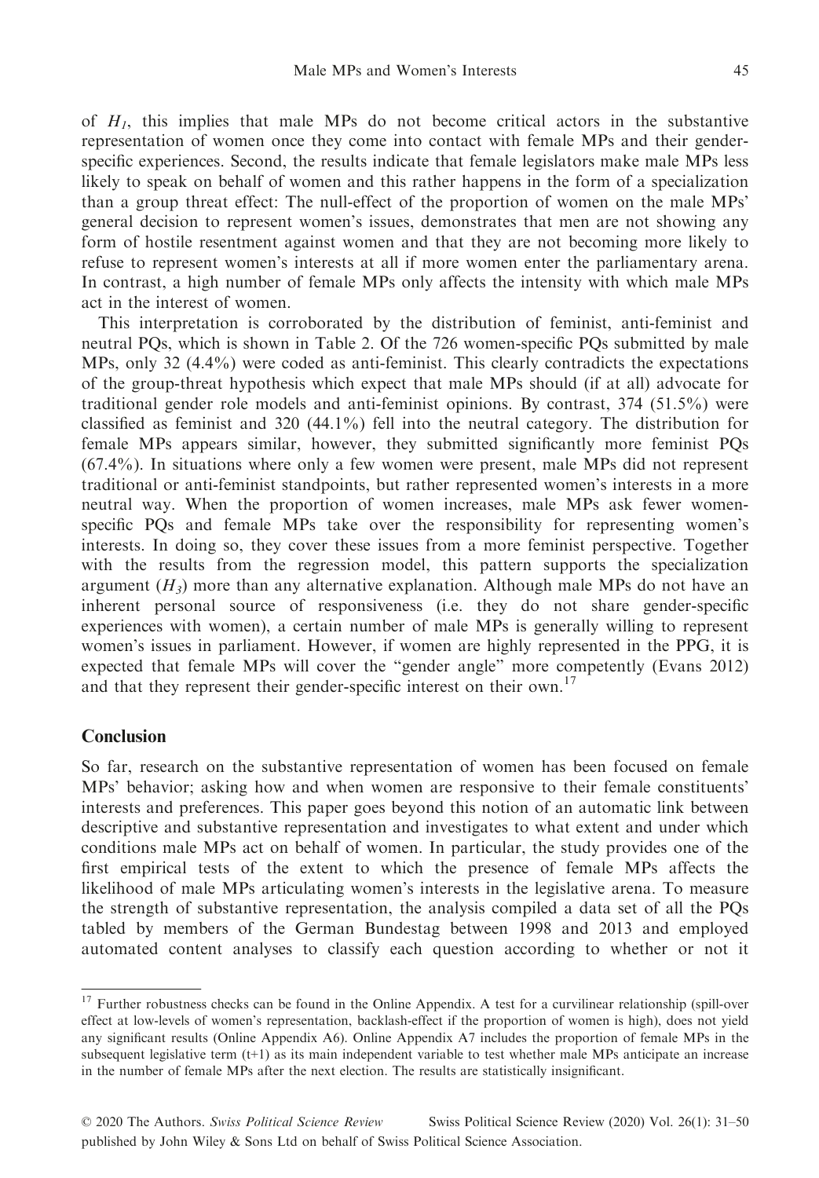of $H_1$, this implies that male MPs do not become critical actors in the substantive representation of women once they come into contact with female MPs and their gender-specific experiences. Second, the results indicate that female legislators make male MPs less likely to speak on behalf of women and this rather happens in the form of a specialization than a group threat effect: The null-effect of the proportion of women on the male MPs' general decision to represent women's issues, demonstrates that men are not showing any form of hostile resentment against women and that they are not becoming more likely to refuse to represent women's interests at all if more women enter the parliamentary arena. In contrast, a high number of female MPs only affects the intensity with which male MPs act in the interest of women.

This interpretation is corroborated by the distribution of feminist, anti-feminist and neutral PQs, which is shown in Table 2. Of the 726 women-specific PQs submitted by male MPs, only 32 (4.4%) were coded as anti-feminist. This clearly contradicts the expectations of the group-threat hypothesis which expect that male MPs should (if at all) advocate for traditional gender role models and anti-feminist opinions. By contrast, 374 (51.5%) were classified as feminist and 320 (44.1%) fell into the neutral category. The distribution for female MPs appears similar, however, they submitted significantly more feminist PQs (67.4%). In situations where only a few women were present, male MPs did not represent traditional or anti-feminist standpoints, but rather represented women's interests in a more neutral way. When the proportion of women increases, male MPs ask fewer women-specific PQs and female MPs take over the responsibility for representing women's interests. In doing so, they cover these issues from a more feminist perspective. Together with the results from the regression model, this pattern supports the specialization argument ($H_3$) more than any alternative explanation. Although male MPs do not have an inherent personal source of responsiveness (i.e. they do not share gender-specific experiences with women), a certain number of male MPs is generally willing to represent women's issues in parliament. However, if women are highly represented in the PPG, it is expected that female MPs will cover the "gender angle" more competently (Evans 2012) and that they represent their gender-specific interest on their own.[17]

## Conclusion

So far, research on the substantive representation of women has been focused on female MPs' behavior; asking how and when women are responsive to their female constituents' interests and preferences. This paper goes beyond this notion of an automatic link between descriptive and substantive representation and investigates to what extent and under which conditions male MPs act on behalf of women. In particular, the study provides one of the first empirical tests of the extent to which the presence of female MPs affects the likelihood of male MPs articulating women's interests in the legislative arena. To measure the strength of substantive representation, the analysis compiled a data set of all the PQs tabled by members of the German Bundestag between 1998 and 2013 and employed automated content analyses to classify each question according to whether or not it

[17] Further robustness checks can be found in the Online Appendix. A test for a curvilinear relationship (spill-over effect at low-levels of women's representation, backlash-effect if the proportion of women is high), does not yield any significant results (Online Appendix A6). Online Appendix A7 includes the proportion of female MPs in the subsequent legislative term (t+1) as its main independent variable to test whether male MPs anticipate an increase in the number of female MPs after the next election. The results are statistically insignificant.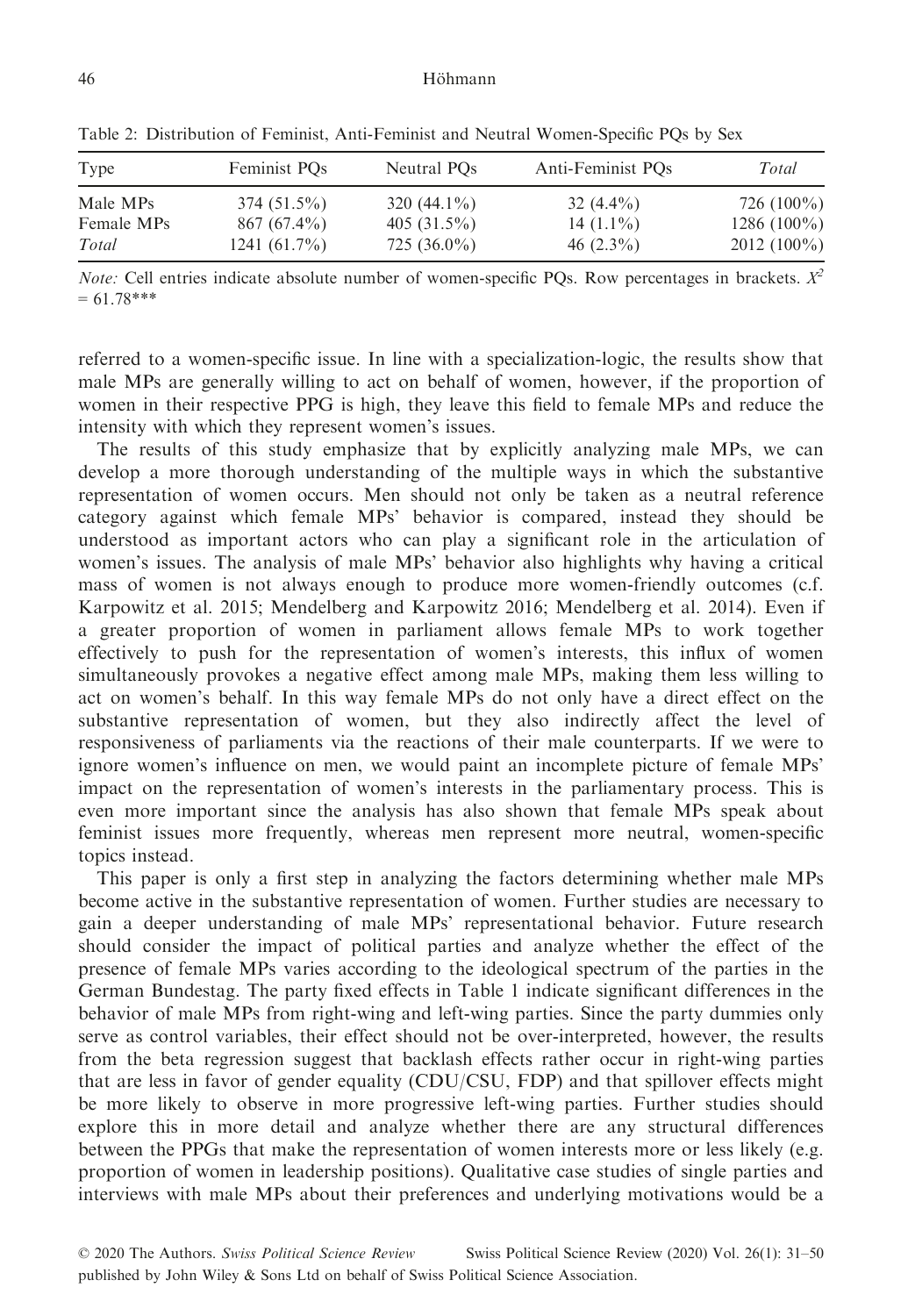Table 2: Distribution of Feminist, Anti-Feminist and Neutral Women-Specific PQs by Sex

| Type | Feminist PQs | Neutral PQs | Anti-Feminist PQs | *Total* |
|---|---|---|---|---|
| Male MPs | 374 (51.5%) | 320 (44.1%) | 32 (4.4%) | 726 (100%) |
| Female MPs | 867 (67.4%) | 405 (31.5%) | 14 (1.1%) | 1286 (100%) |
| *Total* | 1241 (61.7%) | 725 (36.0%) | 46 (2.3%) | 2012 (100%) |

*Note:* Cell entries indicate absolute number of women-specific PQs. Row percentages in brackets. $X^2 = 61.78^{***}$

referred to a women-specific issue. In line with a specialization-logic, the results show that male MPs are generally willing to act on behalf of women, however, if the proportion of women in their respective PPG is high, they leave this field to female MPs and reduce the intensity with which they represent women's issues.

The results of this study emphasize that by explicitly analyzing male MPs, we can develop a more thorough understanding of the multiple ways in which the substantive representation of women occurs. Men should not only be taken as a neutral reference category against which female MPs' behavior is compared, instead they should be understood as important actors who can play a significant role in the articulation of women's issues. The analysis of male MPs' behavior also highlights why having a critical mass of women is not always enough to produce more women-friendly outcomes (c.f. Karpowitz et al. 2015; Mendelberg and Karpowitz 2016; Mendelberg et al. 2014). Even if a greater proportion of women in parliament allows female MPs to work together effectively to push for the representation of women's interests, this influx of women simultaneously provokes a negative effect among male MPs, making them less willing to act on women's behalf. In this way female MPs do not only have a direct effect on the substantive representation of women, but they also indirectly affect the level of responsiveness of parliaments via the reactions of their male counterparts. If we were to ignore women's influence on men, we would paint an incomplete picture of female MPs' impact on the representation of women's interests in the parliamentary process. This is even more important since the analysis has also shown that female MPs speak about feminist issues more frequently, whereas men represent more neutral, women-specific topics instead.

This paper is only a first step in analyzing the factors determining whether male MPs become active in the substantive representation of women. Further studies are necessary to gain a deeper understanding of male MPs' representational behavior. Future research should consider the impact of political parties and analyze whether the effect of the presence of female MPs varies according to the ideological spectrum of the parties in the German Bundestag. The party fixed effects in Table 1 indicate significant differences in the behavior of male MPs from right-wing and left-wing parties. Since the party dummies only serve as control variables, their effect should not be over-interpreted, however, the results from the beta regression suggest that backlash effects rather occur in right-wing parties that are less in favor of gender equality (CDU/CSU, FDP) and that spillover effects might be more likely to observe in more progressive left-wing parties. Further studies should explore this in more detail and analyze whether there are any structural differences between the PPGs that make the representation of women interests more or less likely (e.g. proportion of women in leadership positions). Qualitative case studies of single parties and interviews with male MPs about their preferences and underlying motivations would be a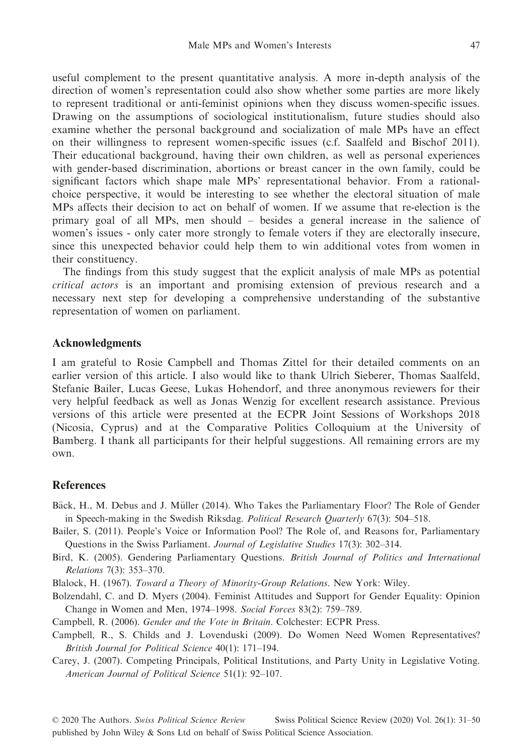useful complement to the present quantitative analysis. A more in-depth analysis of the direction of women's representation could also show whether some parties are more likely to represent traditional or anti-feminist opinions when they discuss women-specific issues. Drawing on the assumptions of sociological institutionalism, future studies should also examine whether the personal background and socialization of male MPs have an effect on their willingness to represent women-specific issues (c.f. Saalfeld and Bischof 2011). Their educational background, having their own children, as well as personal experiences with gender-based discrimination, abortions or breast cancer in the own family, could be significant factors which shape male MPs' representational behavior. From a rational-choice perspective, it would be interesting to see whether the electoral situation of male MPs affects their decision to act on behalf of women. If we assume that re-election is the primary goal of all MPs, men should – besides a general increase in the salience of women's issues - only cater more strongly to female voters if they are electorally insecure, since this unexpected behavior could help them to win additional votes from women in their constituency.

The findings from this study suggest that the explicit analysis of male MPs as potential *critical actors* is an important and promising extension of previous research and a necessary next step for developing a comprehensive understanding of the substantive representation of women on parliament.

## Acknowledgments

I am grateful to Rosie Campbell and Thomas Zittel for their detailed comments on an earlier version of this article. I also would like to thank Ulrich Sieberer, Thomas Saalfeld, Stefanie Bailer, Lucas Geese, Lukas Hohendorf, and three anonymous reviewers for their very helpful feedback as well as Jonas Wenzig for excellent research assistance. Previous versions of this article were presented at the ECPR Joint Sessions of Workshops 2018 (Nicosia, Cyprus) and at the Comparative Politics Colloquium at the University of Bamberg. I thank all participants for their helpful suggestions. All remaining errors are my own.

## References

Bäck, H., M. Debus and J. Müller (2014). Who Takes the Parliamentary Floor? The Role of Gender in Speech-making in the Swedish Riksdag. *Political Research Quarterly* 67(3): 504–518.

Bailer, S. (2011). People's Voice or Information Pool? The Role of, and Reasons for, Parliamentary Questions in the Swiss Parliament. *Journal of Legislative Studies* 17(3): 302–314.

Bird, K. (2005). Gendering Parliamentary Questions. *British Journal of Politics and International Relations* 7(3): 353–370.

Blalock, H. (1967). *Toward a Theory of Minority-Group Relations*. New York: Wiley.

Bolzendahl, C. and D. Myers (2004). Feminist Attitudes and Support for Gender Equality: Opinion Change in Women and Men, 1974–1998. *Social Forces* 83(2): 759–789.

Campbell, R. (2006). *Gender and the Vote in Britain*. Colchester: ECPR Press.

Campbell, R., S. Childs and J. Lovenduski (2009). Do Women Need Women Representatives? *British Journal for Political Science* 40(1): 171–194.

Carey, J. (2007). Competing Principals, Political Institutions, and Party Unity in Legislative Voting. *American Journal of Political Science* 51(1): 92–107.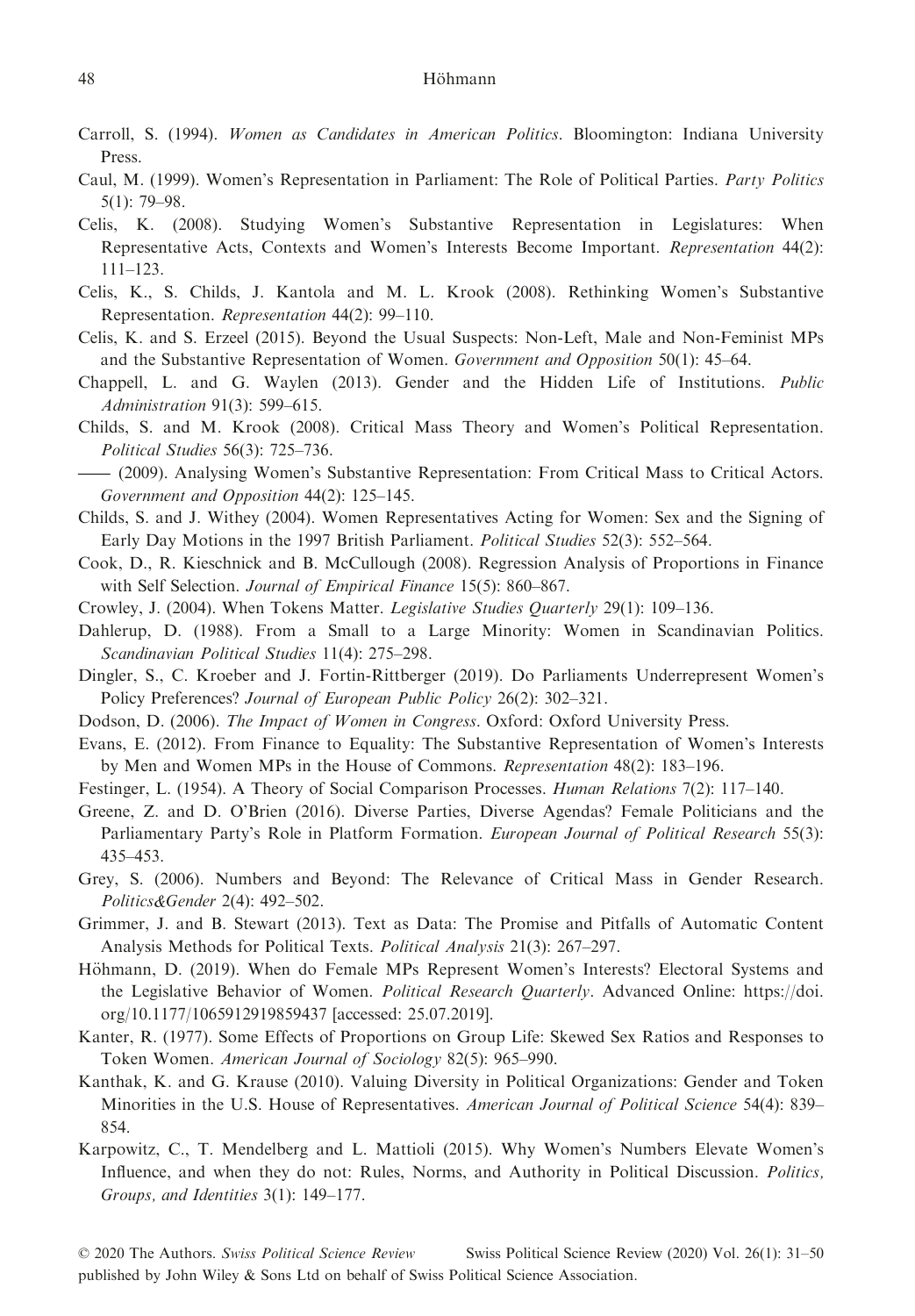Carroll, S. (1994). *Women as Candidates in American Politics*. Bloomington: Indiana University Press.

Caul, M. (1999). Women's Representation in Parliament: The Role of Political Parties. *Party Politics* 5(1): 79–98.

Celis, K. (2008). Studying Women's Substantive Representation in Legislatures: When Representative Acts, Contexts and Women's Interests Become Important. *Representation* 44(2): 111–123.

Celis, K., S. Childs, J. Kantola and M. L. Krook (2008). Rethinking Women's Substantive Representation. *Representation* 44(2): 99–110.

Celis, K. and S. Erzeel (2015). Beyond the Usual Suspects: Non-Left, Male and Non-Feminist MPs and the Substantive Representation of Women. *Government and Opposition* 50(1): 45–64.

Chappell, L. and G. Waylen (2013). Gender and the Hidden Life of Institutions. *Public Administration* 91(3): 599–615.

Childs, S. and M. Krook (2008). Critical Mass Theory and Women's Political Representation. *Political Studies* 56(3): 725–736.

—— (2009). Analysing Women's Substantive Representation: From Critical Mass to Critical Actors. *Government and Opposition* 44(2): 125–145.

Childs, S. and J. Withey (2004). Women Representatives Acting for Women: Sex and the Signing of Early Day Motions in the 1997 British Parliament. *Political Studies* 52(3): 552–564.

Cook, D., R. Kieschnick and B. McCullough (2008). Regression Analysis of Proportions in Finance with Self Selection. *Journal of Empirical Finance* 15(5): 860–867.

Crowley, J. (2004). When Tokens Matter. *Legislative Studies Quarterly* 29(1): 109–136.

Dahlerup, D. (1988). From a Small to a Large Minority: Women in Scandinavian Politics. *Scandinavian Political Studies* 11(4): 275–298.

Dingler, S., C. Kroeber and J. Fortin-Rittberger (2019). Do Parliaments Underrepresent Women's Policy Preferences? *Journal of European Public Policy* 26(2): 302–321.

Dodson, D. (2006). *The Impact of Women in Congress*. Oxford: Oxford University Press.

Evans, E. (2012). From Finance to Equality: The Substantive Representation of Women's Interests by Men and Women MPs in the House of Commons. *Representation* 48(2): 183–196.

Festinger, L. (1954). A Theory of Social Comparison Processes. *Human Relations* 7(2): 117–140.

Greene, Z. and D. O'Brien (2016). Diverse Parties, Diverse Agendas? Female Politicians and the Parliamentary Party's Role in Platform Formation. *European Journal of Political Research* 55(3): 435–453.

Grey, S. (2006). Numbers and Beyond: The Relevance of Critical Mass in Gender Research. *Politics&Gender* 2(4): 492–502.

Grimmer, J. and B. Stewart (2013). Text as Data: The Promise and Pitfalls of Automatic Content Analysis Methods for Political Texts. *Political Analysis* 21(3): 267–297.

Höhmann, D. (2019). When do Female MPs Represent Women's Interests? Electoral Systems and the Legislative Behavior of Women. *Political Research Quarterly*. Advanced Online: https://doi.org/10.1177/1065912919859437 [accessed: 25.07.2019].

Kanter, R. (1977). Some Effects of Proportions on Group Life: Skewed Sex Ratios and Responses to Token Women. *American Journal of Sociology* 82(5): 965–990.

Kanthak, K. and G. Krause (2010). Valuing Diversity in Political Organizations: Gender and Token Minorities in the U.S. House of Representatives. *American Journal of Political Science* 54(4): 839–854.

Karpowitz, C., T. Mendelberg and L. Mattioli (2015). Why Women's Numbers Elevate Women's Influence, and when they do not: Rules, Norms, and Authority in Political Discussion. *Politics, Groups, and Identities* 3(1): 149–177.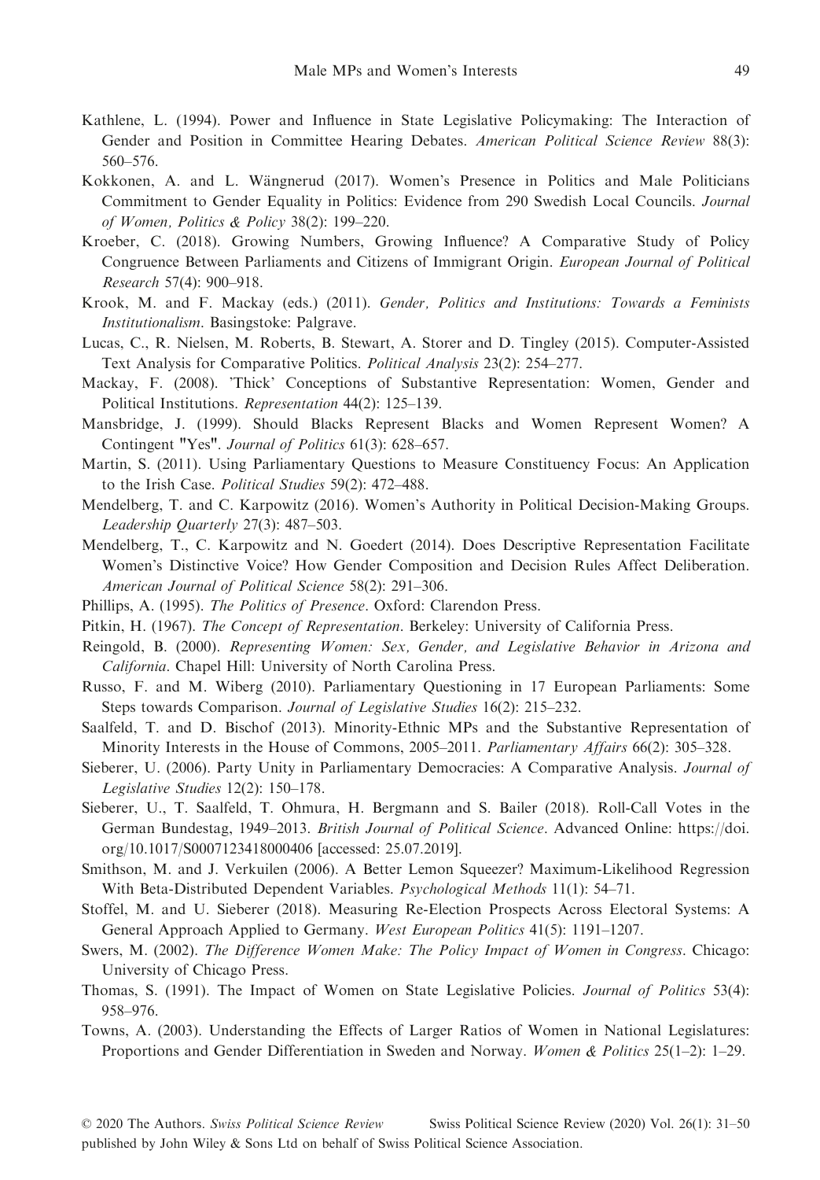Kathlene, L. (1994). Power and Influence in State Legislative Policymaking: The Interaction of Gender and Position in Committee Hearing Debates. *American Political Science Review* 88(3): 560–576.

Kokkonen, A. and L. Wängnerud (2017). Women's Presence in Politics and Male Politicians Commitment to Gender Equality in Politics: Evidence from 290 Swedish Local Councils. *Journal of Women, Politics & Policy* 38(2): 199–220.

Kroeber, C. (2018). Growing Numbers, Growing Influence? A Comparative Study of Policy Congruence Between Parliaments and Citizens of Immigrant Origin. *European Journal of Political Research* 57(4): 900–918.

Krook, M. and F. Mackay (eds.) (2011). *Gender, Politics and Institutions: Towards a Feminists Institutionalism*. Basingstoke: Palgrave.

Lucas, C., R. Nielsen, M. Roberts, B. Stewart, A. Storer and D. Tingley (2015). Computer-Assisted Text Analysis for Comparative Politics. *Political Analysis* 23(2): 254–277.

Mackay, F. (2008). 'Thick' Conceptions of Substantive Representation: Women, Gender and Political Institutions. *Representation* 44(2): 125–139.

Mansbridge, J. (1999). Should Blacks Represent Blacks and Women Represent Women? A Contingent "Yes". *Journal of Politics* 61(3): 628–657.

Martin, S. (2011). Using Parliamentary Questions to Measure Constituency Focus: An Application to the Irish Case. *Political Studies* 59(2): 472–488.

Mendelberg, T. and C. Karpowitz (2016). Women's Authority in Political Decision-Making Groups. *Leadership Quarterly* 27(3): 487–503.

Mendelberg, T., C. Karpowitz and N. Goedert (2014). Does Descriptive Representation Facilitate Women's Distinctive Voice? How Gender Composition and Decision Rules Affect Deliberation. *American Journal of Political Science* 58(2): 291–306.

Phillips, A. (1995). *The Politics of Presence*. Oxford: Clarendon Press.

Pitkin, H. (1967). *The Concept of Representation*. Berkeley: University of California Press.

Reingold, B. (2000). *Representing Women: Sex, Gender, and Legislative Behavior in Arizona and California*. Chapel Hill: University of North Carolina Press.

Russo, F. and M. Wiberg (2010). Parliamentary Questioning in 17 European Parliaments: Some Steps towards Comparison. *Journal of Legislative Studies* 16(2): 215–232.

Saalfeld, T. and D. Bischof (2013). Minority-Ethnic MPs and the Substantive Representation of Minority Interests in the House of Commons, 2005–2011. *Parliamentary Affairs* 66(2): 305–328.

Sieberer, U. (2006). Party Unity in Parliamentary Democracies: A Comparative Analysis. *Journal of Legislative Studies* 12(2): 150–178.

Sieberer, U., T. Saalfeld, T. Ohmura, H. Bergmann and S. Bailer (2018). Roll-Call Votes in the German Bundestag, 1949–2013. *British Journal of Political Science*. Advanced Online: https://doi.org/10.1017/S0007123418000406 [accessed: 25.07.2019].

Smithson, M. and J. Verkuilen (2006). A Better Lemon Squeezer? Maximum-Likelihood Regression With Beta-Distributed Dependent Variables. *Psychological Methods* 11(1): 54–71.

Stoffel, M. and U. Sieberer (2018). Measuring Re-Election Prospects Across Electoral Systems: A General Approach Applied to Germany. *West European Politics* 41(5): 1191–1207.

Swers, M. (2002). *The Difference Women Make: The Policy Impact of Women in Congress*. Chicago: University of Chicago Press.

Thomas, S. (1991). The Impact of Women on State Legislative Policies. *Journal of Politics* 53(4): 958–976.

Towns, A. (2003). Understanding the Effects of Larger Ratios of Women in National Legislatures: Proportions and Gender Differentiation in Sweden and Norway. *Women & Politics* 25(1–2): 1–29.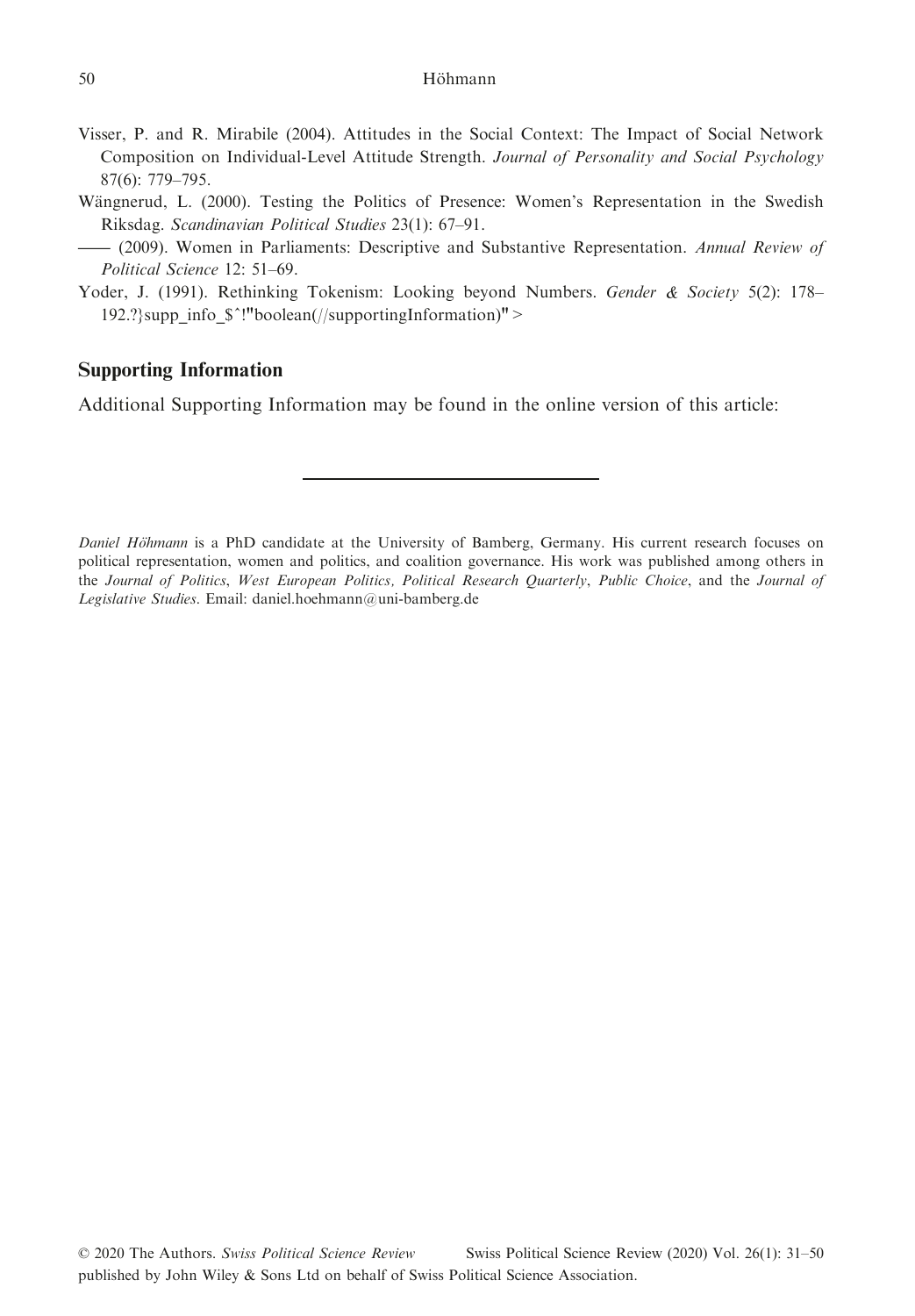Visser, P. and R. Mirabile (2004). Attitudes in the Social Context: The Impact of Social Network Composition on Individual-Level Attitude Strength. *Journal of Personality and Social Psychology* 87(6): 779–795.

Wängnerud, L. (2000). Testing the Politics of Presence: Women's Representation in the Swedish Riksdag. *Scandinavian Political Studies* 23(1): 67–91.

—— (2009). Women in Parliaments: Descriptive and Substantive Representation. *Annual Review of Political Science* 12: 51–69.

Yoder, J. (1991). Rethinking Tokenism: Looking beyond Numbers. *Gender & Society* 5(2): 178–192.?}supp_info_$ˆ!"boolean(//supportingInformation)" >

## Supporting Information

Additional Supporting Information may be found in the online version of this article:

---

*Daniel Höhmann* is a PhD candidate at the University of Bamberg, Germany. His current research focuses on political representation, women and politics, and coalition governance. His work was published among others in the *Journal of Politics*, *West European Politics, Political Research Quarterly*, *Public Choice*, and the *Journal of Legislative Studies*. Email: daniel.hoehmann@uni-bamberg.de

© 2020 The Authors. *Swiss Political Science Review* published by John Wiley & Sons Ltd on behalf of Swiss Political Science Association.